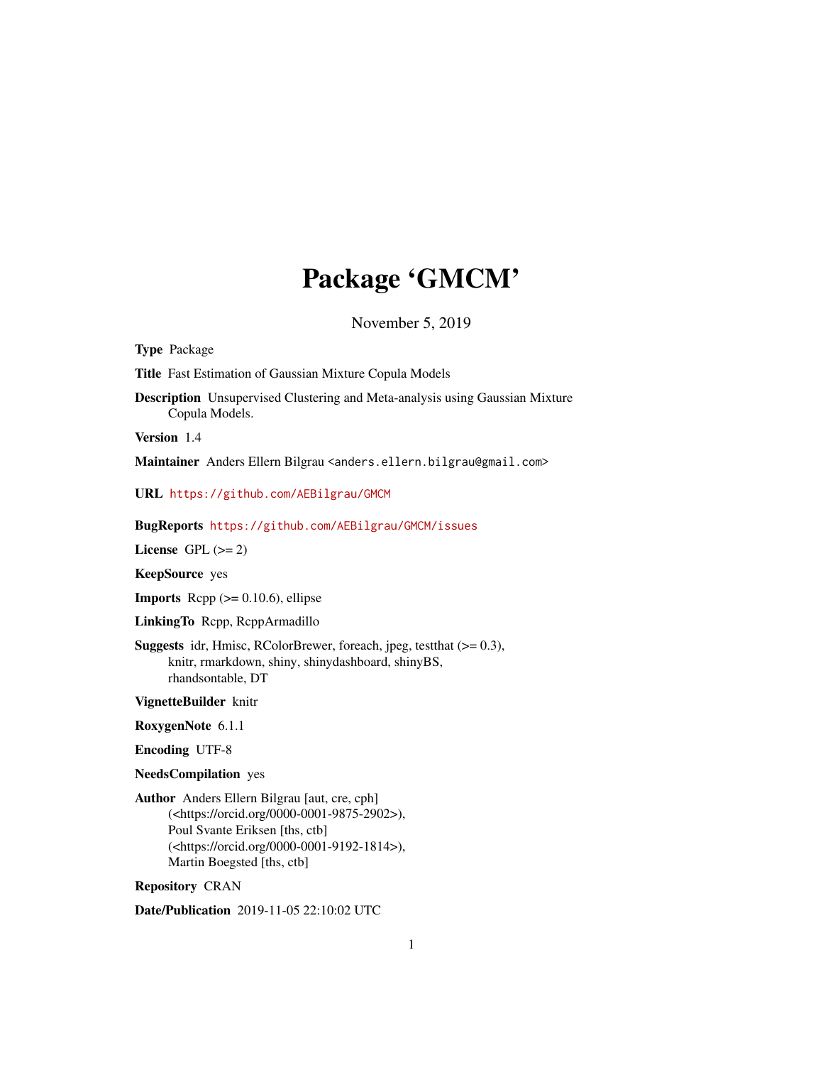# Package 'GMCM'

November 5, 2019

**Type** Package

**Title** Fast Estimation of Gaussian Mixture Copula Models

**Description** Unsupervised Clustering and Meta-analysis using Gaussian Mixture Copula Models.

**Version** 1.4

**Maintainer** Anders Ellern Bilgrau <anders.ellern.bilgrau@gmail.com>

**URL** https://github.com/AEBilgrau/GMCM

**BugReports** https://github.com/AEBilgrau/GMCM/issues

**License** GPL (>= 2)

**KeepSource** yes

**Imports** Rcpp (>= 0.10.6), ellipse

**LinkingTo** Rcpp, RcppArmadillo

**Suggests** idr, Hmisc, RColorBrewer, foreach, jpeg, testthat (>= 0.3), knitr, rmarkdown, shiny, shinydashboard, shinyBS, rhandsontable, DT

**VignetteBuilder** knitr

**RoxygenNote** 6.1.1

**Encoding** UTF-8

**NeedsCompilation** yes

**Author** Anders Ellern Bilgrau [aut, cre, cph] (<https://orcid.org/0000-0001-9875-2902>), Poul Svante Eriksen [ths, ctb] (<https://orcid.org/0000-0001-9192-1814>), Martin Boegsted [ths, ctb]

**Repository** CRAN

**Date/Publication** 2019-11-05 22:10:02 UTC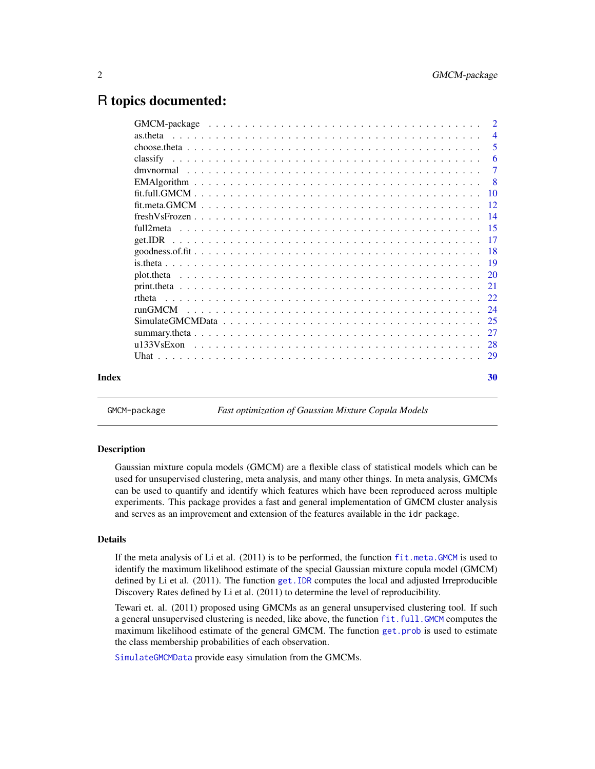# R topics documented:

| | |
|---|---|
| GMCM-package | 2 |
| as.theta | 4 |
| choose.theta | 5 |
| classify | 6 |
| dmvnormal | 7 |
| EMAlgorithm | 8 |
| fit.full.GMCM | 10 |
| fit.meta.GMCM | 12 |
| freshVsFrozen | 14 |
| full2meta | 15 |
| get.IDR | 17 |
| goodness.of.fit | 18 |
| is.theta | 19 |
| plot.theta | 20 |
| print.theta | 21 |
| rtheta | 22 |
| runGMCM | 24 |
| SimulateGMCMData | 25 |
| summary.theta | 27 |
| u133VsExon | 28 |
| Uhat | 29 |

**Index** **30**

---

`GMCM-package` *Fast optimization of Gaussian Mixture Copula Models*

---

### Description

Gaussian mixture copula models (GMCM) are a flexible class of statistical models which can be used for unsupervised clustering, meta analysis, and many other things. In meta analysis, GMCMs can be used to quantify and identify which features which have been reproduced across multiple experiments. This package provides a fast and general implementation of GMCM cluster analysis and serves as an improvement and extension of the features available in the `idr` package.

### Details

If the meta analysis of Li et al. (2011) is to be performed, the function `fit.meta.GMCM` is used to identify the maximum likelihood estimate of the special Gaussian mixture copula model (GMCM) defined by Li et al. (2011). The function `get.IDR` computes the local and adjusted Irreproducible Discovery Rates defined by Li et al. (2011) to determine the level of reproducibility.

Tewari et. al. (2011) proposed using GMCMs as an general unsupervised clustering tool. If such a general unsupervised clustering is needed, like above, the function `fit.full.GMCM` computes the maximum likelihood estimate of the general GMCM. The function `get.prob` is used to estimate the class membership probabilities of each observation.

`SimulateGMCMData` provide easy simulation from the GMCMs.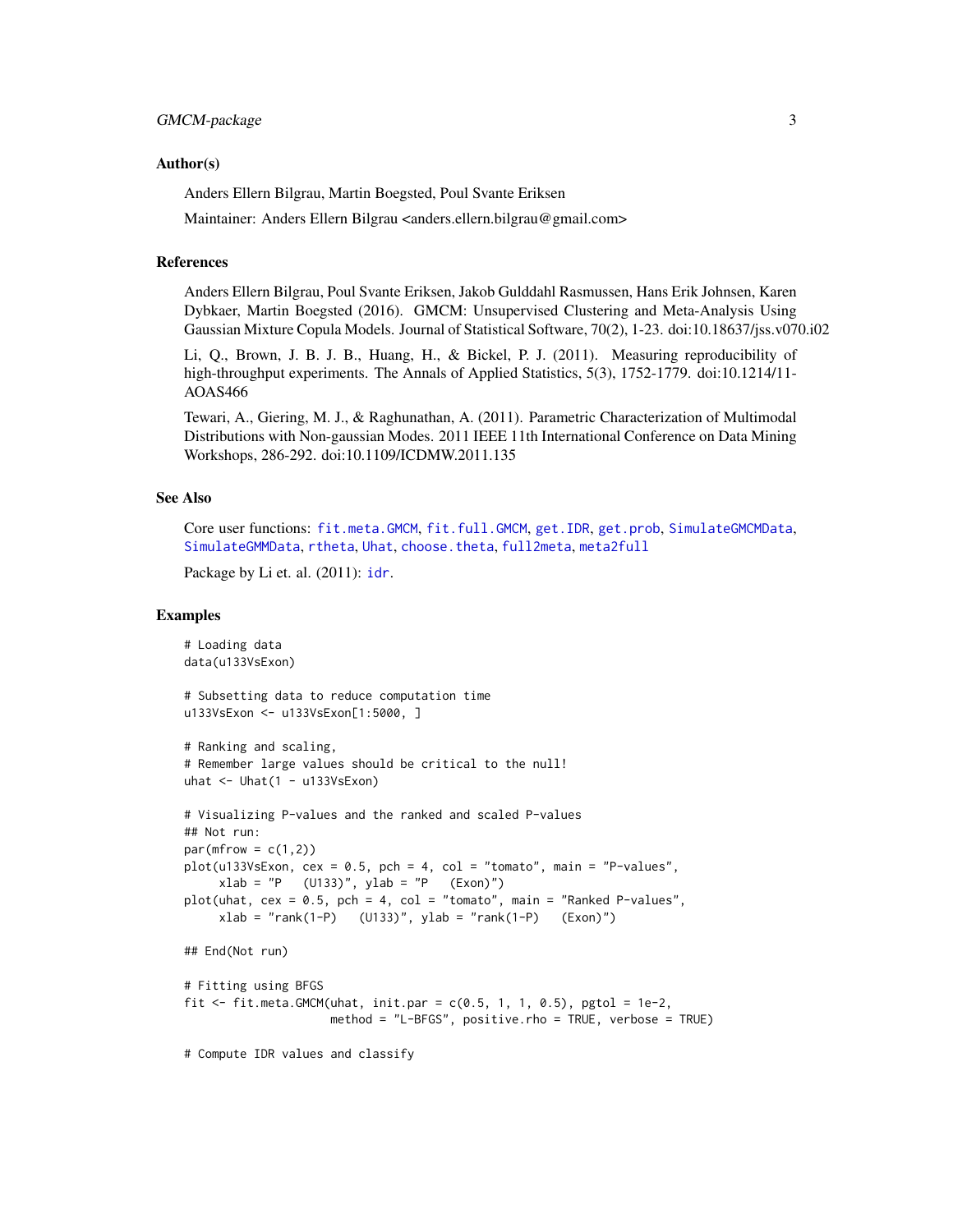### Author(s)

Anders Ellern Bilgrau, Martin Boegsted, Poul Svante Eriksen

Maintainer: Anders Ellern Bilgrau <anders.ellern.bilgrau@gmail.com>

### References

Anders Ellern Bilgrau, Poul Svante Eriksen, Jakob Gulddahl Rasmussen, Hans Erik Johnsen, Karen Dybkaer, Martin Boegsted (2016). GMCM: Unsupervised Clustering and Meta-Analysis Using Gaussian Mixture Copula Models. Journal of Statistical Software, 70(2), 1-23. doi:10.18637/jss.v070.i02

Li, Q., Brown, J. B. J. B., Huang, H., & Bickel, P. J. (2011). Measuring reproducibility of high-throughput experiments. The Annals of Applied Statistics, 5(3), 1752-1779. doi:10.1214/11-AOAS466

Tewari, A., Giering, M. J., & Raghunathan, A. (2011). Parametric Characterization of Multimodal Distributions with Non-gaussian Modes. 2011 IEEE 11th International Conference on Data Mining Workshops, 286-292. doi:10.1109/ICDMW.2011.135

### See Also

Core user functions: `fit.meta.GMCM`, `fit.full.GMCM`, `get.IDR`, `get.prob`, `SimulateGMCMData`, `SimulateGMMData`, `rtheta`, `Uhat`, `choose.theta`, `full2meta`, `meta2full`

Package by Li et. al. (2011): `idr`.

### Examples

```
# Loading data
data(u133VsExon)

# Subsetting data to reduce computation time
u133VsExon <- u133VsExon[1:5000, ]

# Ranking and scaling,
# Remember large values should be critical to the null!
uhat <- Uhat(1 - u133VsExon)

# Visualizing P-values and the ranked and scaled P-values
## Not run:
par(mfrow = c(1,2))
plot(u133VsExon, cex = 0.5, pch = 4, col = "tomato", main = "P-values",
     xlab = "P   (U133)", ylab = "P   (Exon)")
plot(uhat, cex = 0.5, pch = 4, col = "tomato", main = "Ranked P-values",
     xlab = "rank(1-P)   (U133)", ylab = "rank(1-P)   (Exon)")

## End(Not run)

# Fitting using BFGS
fit <- fit.meta.GMCM(uhat, init.par = c(0.5, 1, 1, 0.5), pgtol = 1e-2,
                     method = "L-BFGS", positive.rho = TRUE, verbose = TRUE)

# Compute IDR values and classify
```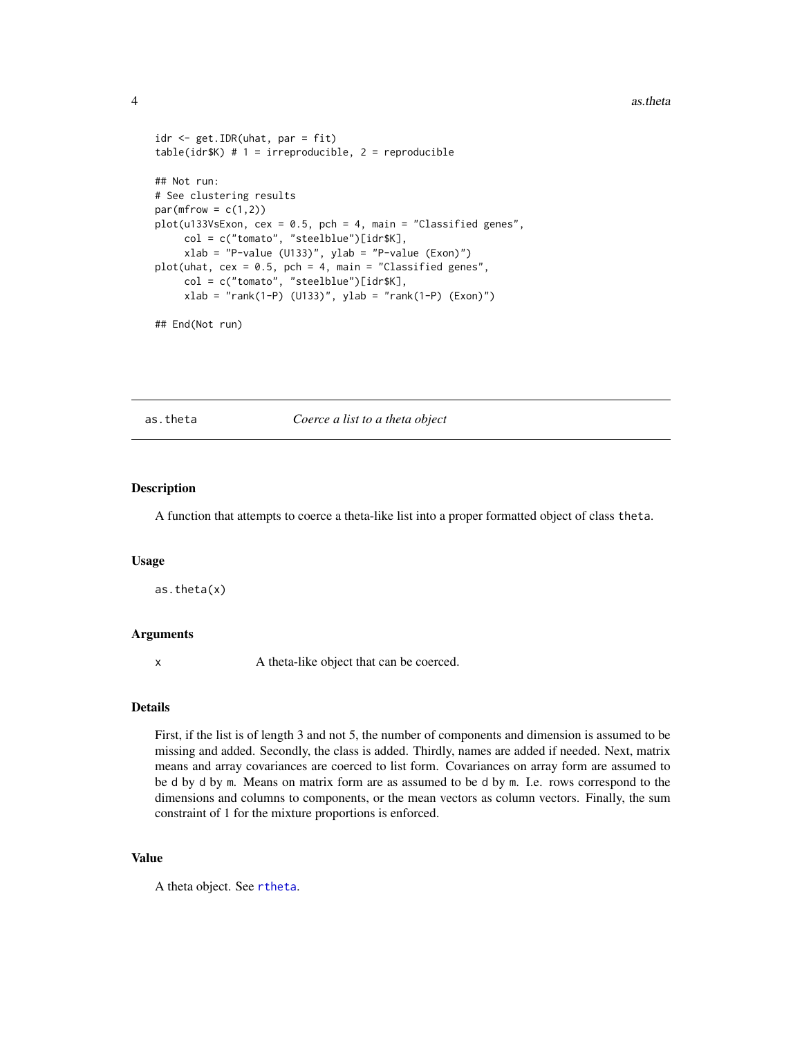```
idr <- get.IDR(uhat, par = fit)
table(idr$K) # 1 = irreproducible, 2 = reproducible

## Not run:
# See clustering results
par(mfrow = c(1,2))
plot(u133VsExon, cex = 0.5, pch = 4, main = "Classified genes",
     col = c("tomato", "steelblue")[idr$K],
     xlab = "P-value (U133)", ylab = "P-value (Exon)")
plot(uhat, cex = 0.5, pch = 4, main = "Classified genes",
     col = c("tomato", "steelblue")[idr$K],
     xlab = "rank(1-P) (U133)", ylab = "rank(1-P) (Exon)")

## End(Not run)
```

## as.theta — *Coerce a list to a theta object*

### Description

A function that attempts to coerce a theta-like list into a proper formatted object of class `theta`.

### Usage

```
as.theta(x)
```

### Arguments

| | |
|---|---|
| `x` | A theta-like object that can be coerced. |

### Details

First, if the list is of length 3 and not 5, the number of components and dimension is assumed to be missing and added. Secondly, the class is added. Thirdly, names are added if needed. Next, matrix means and array covariances are coerced to list form. Covariances on array form are assumed to be `d` by `d` by `m`. Means on matrix form are as assumed to be `d` by `m`. I.e. rows correspond to the dimensions and columns to components, or the mean vectors as column vectors. Finally, the sum constraint of 1 for the mixture proportions is enforced.

### Value

A theta object. See `rtheta`.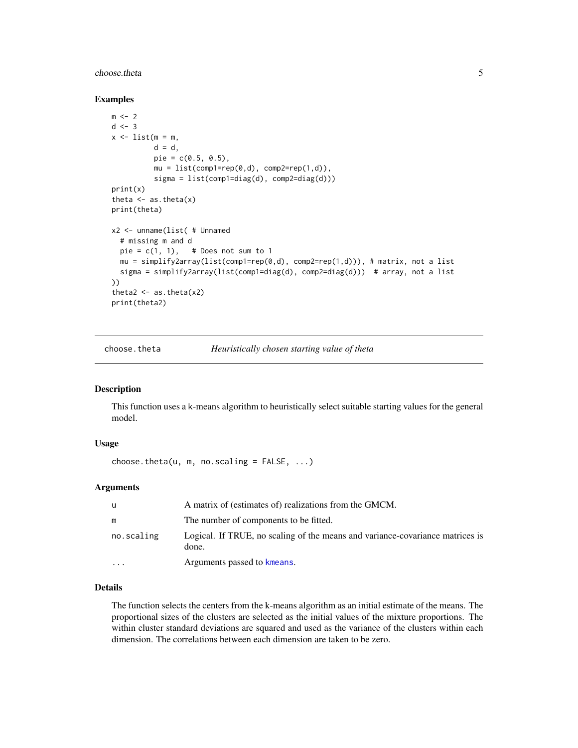### Examples

```
m <- 2
d <- 3
x <- list(m = m,
          d = d,
          pie = c(0.5, 0.5),
          mu = list(comp1=rep(0,d), comp2=rep(1,d)),
          sigma = list(comp1=diag(d), comp2=diag(d)))
print(x)
theta <- as.theta(x)
print(theta)

x2 <- unname(list( # Unnamed
  # missing m and d
  pie = c(1, 1),   # Does not sum to 1
  mu = simplify2array(list(comp1=rep(0,d), comp2=rep(1,d))), # matrix, not a list
  sigma = simplify2array(list(comp1=diag(d), comp2=diag(d)))  # array, not a list
))
theta2 <- as.theta(x2)
print(theta2)
```

---

## choose.theta — *Heuristically chosen starting value of theta*

### Description

This function uses a k-means algorithm to heuristically select suitable starting values for the general model.

### Usage

```
choose.theta(u, m, no.scaling = FALSE, ...)
```

### Arguments

| | |
|---|---|
| u | A matrix of (estimates of) realizations from the GMCM. |
| m | The number of components to be fitted. |
| no.scaling | Logical. If TRUE, no scaling of the means and variance-covariance matrices is done. |
| ... | Arguments passed to kmeans. |

### Details

The function selects the centers from the k-means algorithm as an initial estimate of the means. The proportional sizes of the clusters are selected as the initial values of the mixture proportions. The within cluster standard deviations are squared and used as the variance of the clusters within each dimension. The correlations between each dimension are taken to be zero.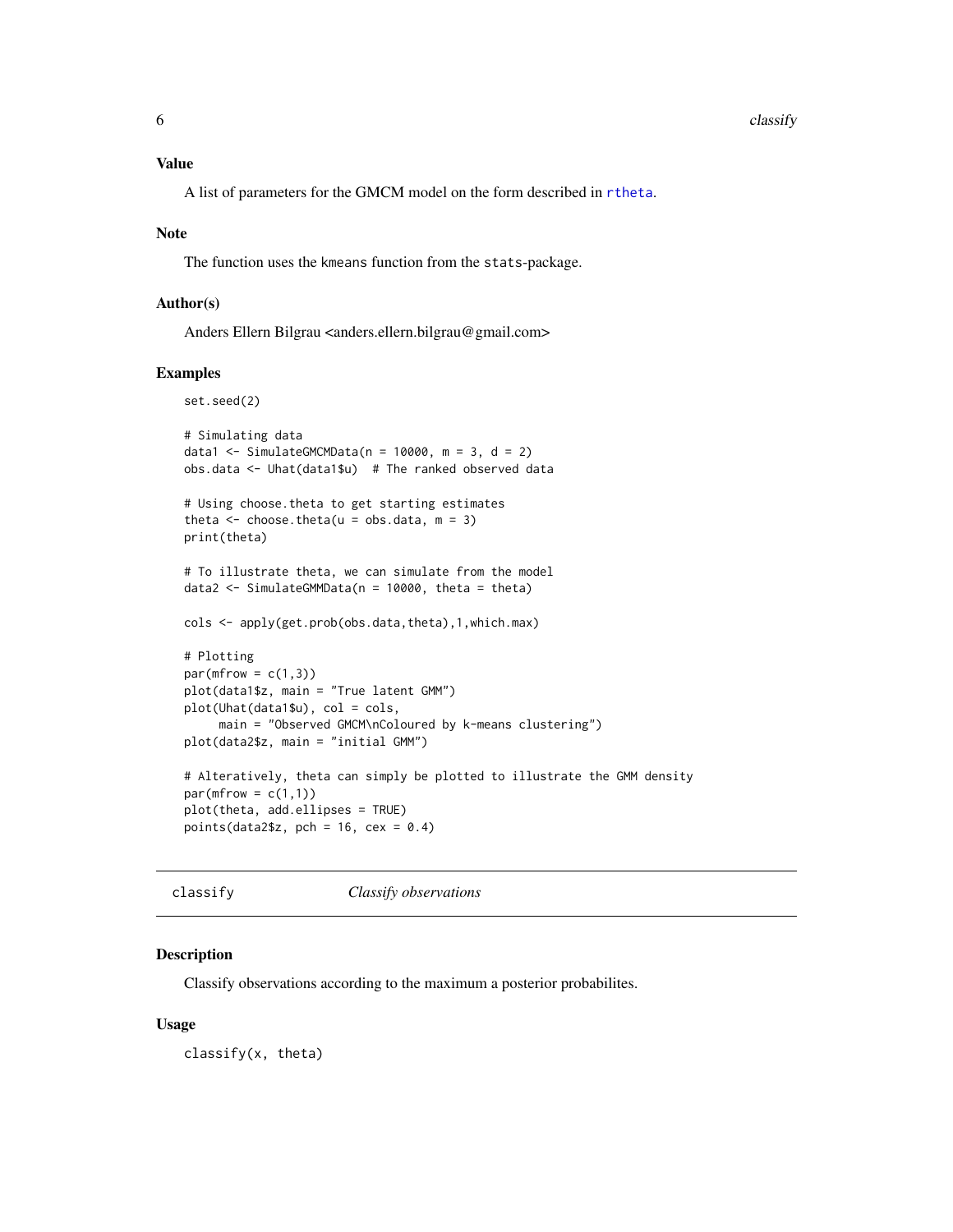### Value

A list of parameters for the GMCM model on the form described in rtheta.

### Note

The function uses the kmeans function from the stats-package.

### Author(s)

Anders Ellern Bilgrau <anders.ellern.bilgrau@gmail.com>

### Examples

```
set.seed(2)

# Simulating data
data1 <- SimulateGMCMData(n = 10000, m = 3, d = 2)
obs.data <- Uhat(data1$u)  # The ranked observed data

# Using choose.theta to get starting estimates
theta <- choose.theta(u = obs.data, m = 3)
print(theta)

# To illustrate theta, we can simulate from the model
data2 <- SimulateGMMData(n = 10000, theta = theta)

cols <- apply(get.prob(obs.data,theta),1,which.max)

# Plotting
par(mfrow = c(1,3))
plot(data1$z, main = "True latent GMM")
plot(Uhat(data1$u), col = cols,
     main = "Observed GMCM\nColoured by k-means clustering")
plot(data2$z, main = "initial GMM")

# Alteratively, theta can simply be plotted to illustrate the GMM density
par(mfrow = c(1,1))
plot(theta, add.ellipses = TRUE)
points(data2$z, pch = 16, cex = 0.4)
```

---

## classify &nbsp;&nbsp;&nbsp;&nbsp; *Classify observations*

### Description

Classify observations according to the maximum a posterior probabilites.

### Usage

```
classify(x, theta)
```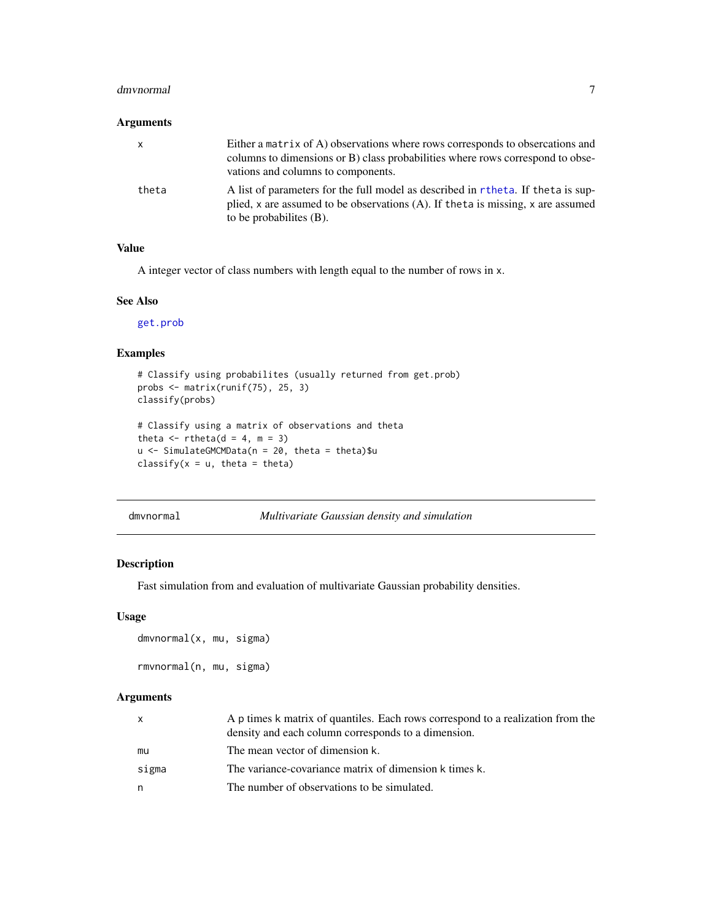### Arguments

| | |
|---|---|
| x | Either a matrix of A) observations where rows corresponds to obsercations and columns to dimensions or B) class probabilities where rows correspond to obsevations and columns to components. |
| theta | A list of parameters for the full model as described in rtheta. If theta is supplied, x are assumed to be observations (A). If theta is missing, x are assumed to be probabilites (B). |

### Value

A integer vector of class numbers with length equal to the number of rows in x.

### See Also

get.prob

### Examples

```
# Classify using probabilites (usually returned from get.prob)
probs <- matrix(runif(75), 25, 3)
classify(probs)

# Classify using a matrix of observations and theta
theta <- rtheta(d = 4, m = 3)
u <- SimulateGMCMData(n = 20, theta = theta)$u
classify(x = u, theta = theta)
```

---

## dmvnormal — *Multivariate Gaussian density and simulation*

### Description

Fast simulation from and evaluation of multivariate Gaussian probability densities.

### Usage

```
dmvnormal(x, mu, sigma)

rmvnormal(n, mu, sigma)
```

### Arguments

| | |
|---|---|
| x | A p times k matrix of quantiles. Each rows correspond to a realization from the density and each column corresponds to a dimension. |
| mu | The mean vector of dimension k. |
| sigma | The variance-covariance matrix of dimension k times k. |
| n | The number of observations to be simulated. |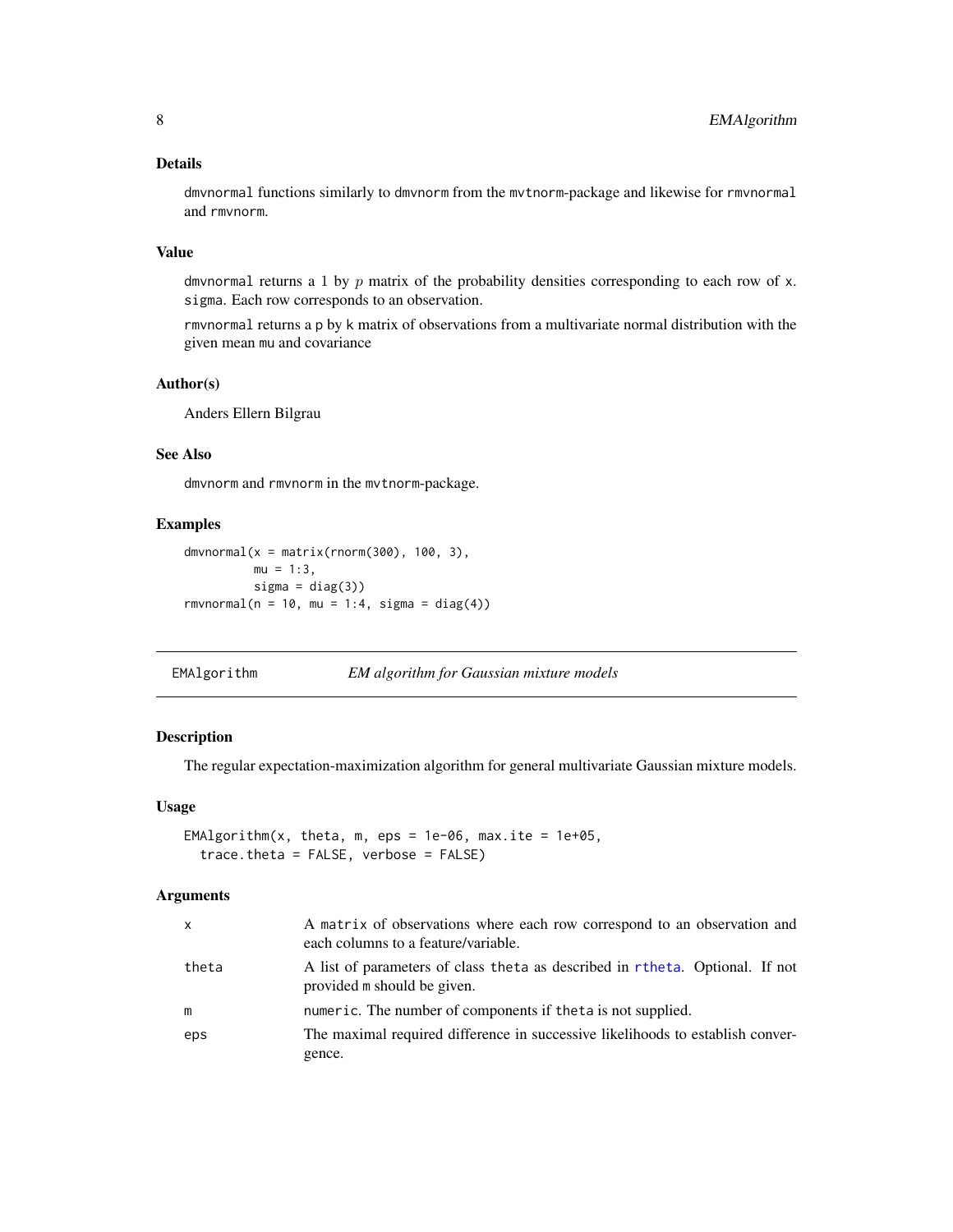### Details

dmvnormal functions similarly to dmvnorm from the mvtnorm-package and likewise for rmvnormal and rmvnorm.

### Value

dmvnormal returns a 1 by $p$ matrix of the probability densities corresponding to each row of x. sigma. Each row corresponds to an observation.

rmvnormal returns a p by k matrix of observations from a multivariate normal distribution with the given mean mu and covariance

### Author(s)

Anders Ellern Bilgrau

### See Also

dmvnorm and rmvnorm in the mvtnorm-package.

### Examples

```
dmvnormal(x = matrix(rnorm(300), 100, 3),
          mu = 1:3,
          sigma = diag(3))
rmvnormal(n = 10, mu = 1:4, sigma = diag(4))
```

---

## EMAlgorithm — *EM algorithm for Gaussian mixture models*

### Description

The regular expectation-maximization algorithm for general multivariate Gaussian mixture models.

### Usage

```
EMAlgorithm(x, theta, m, eps = 1e-06, max.ite = 1e+05,
  trace.theta = FALSE, verbose = FALSE)
```

### Arguments

| | |
|---|---|
| x | A matrix of observations where each row correspond to an observation and each columns to a feature/variable. |
| theta | A list of parameters of class theta as described in rtheta. Optional. If not provided m should be given. |
| m | numeric. The number of components if theta is not supplied. |
| eps | The maximal required difference in successive likelihoods to establish convergence. |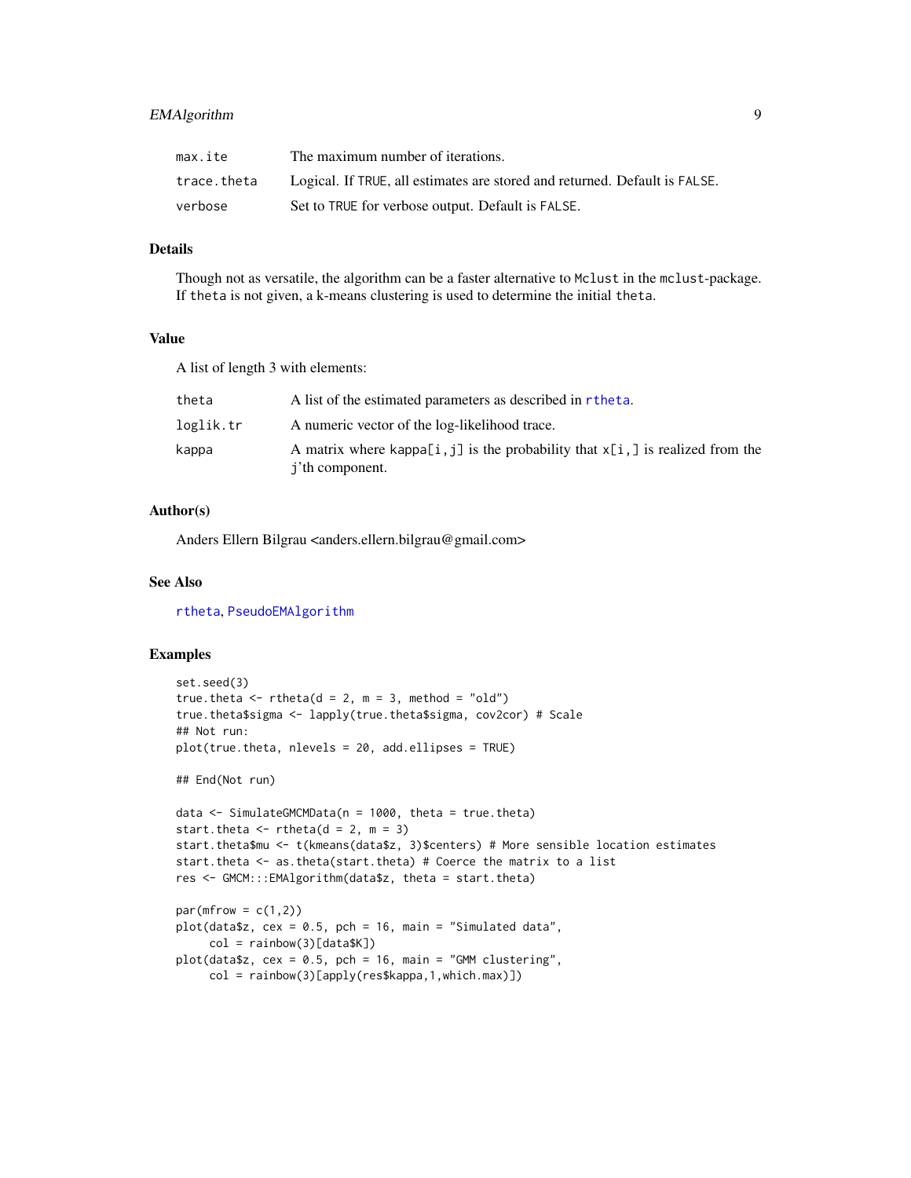| | |
|---|---|
| max.ite | The maximum number of iterations. |
| trace.theta | Logical. If TRUE, all estimates are stored and returned. Default is FALSE. |
| verbose | Set to TRUE for verbose output. Default is FALSE. |

### Details

Though not as versatile, the algorithm can be a faster alternative to Mclust in the mclust-package. If theta is not given, a k-means clustering is used to determine the initial theta.

### Value

A list of length 3 with elements:

| | |
|---|---|
| theta | A list of the estimated parameters as described in rtheta. |
| loglik.tr | A numeric vector of the log-likelihood trace. |
| kappa | A matrix where kappa[i,j] is the probability that x[i,] is realized from the j'th component. |

### Author(s)

Anders Ellern Bilgrau <anders.ellern.bilgrau@gmail.com>

### See Also

rtheta, PseudoEMAlgorithm

### Examples

```
set.seed(3)
true.theta <- rtheta(d = 2, m = 3, method = "old")
true.theta$sigma <- lapply(true.theta$sigma, cov2cor) # Scale
## Not run:
plot(true.theta, nlevels = 20, add.ellipses = TRUE)

## End(Not run)

data <- SimulateGMCMData(n = 1000, theta = true.theta)
start.theta <- rtheta(d = 2, m = 3)
start.theta$mu <- t(kmeans(data$z, 3)$centers) # More sensible location estimates
start.theta <- as.theta(start.theta) # Coerce the matrix to a list
res <- GMCM:::EMAlgorithm(data$z, theta = start.theta)

par(mfrow = c(1,2))
plot(data$z, cex = 0.5, pch = 16, main = "Simulated data",
     col = rainbow(3)[data$K])
plot(data$z, cex = 0.5, pch = 16, main = "GMM clustering",
     col = rainbow(3)[apply(res$kappa,1,which.max)])
```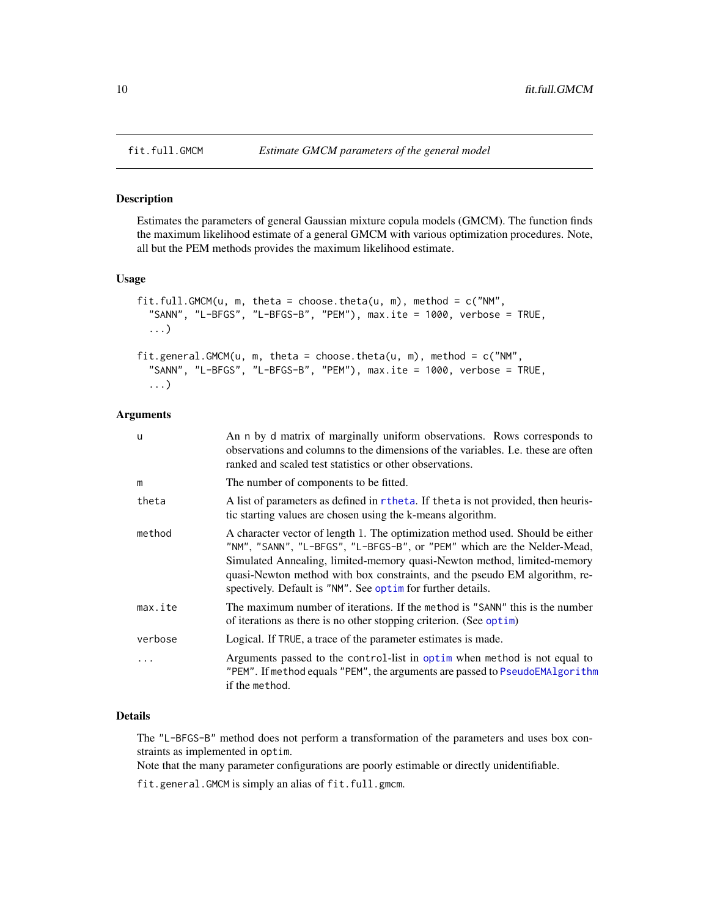## fit.full.GMCM — *Estimate GMCM parameters of the general model*

### Description

Estimates the parameters of general Gaussian mixture copula models (GMCM). The function finds the maximum likelihood estimate of a general GMCM with various optimization procedures. Note, all but the PEM methods provides the maximum likelihood estimate.

### Usage

```
fit.full.GMCM(u, m, theta = choose.theta(u, m), method = c("NM",
  "SANN", "L-BFGS", "L-BFGS-B", "PEM"), max.ite = 1000, verbose = TRUE,
  ...)

fit.general.GMCM(u, m, theta = choose.theta(u, m), method = c("NM",
  "SANN", "L-BFGS", "L-BFGS-B", "PEM"), max.ite = 1000, verbose = TRUE,
  ...)
```

### Arguments

| | |
|---|---|
| `u` | An `n` by `d` matrix of marginally uniform observations. Rows corresponds to observations and columns to the dimensions of the variables. I.e. these are often ranked and scaled test statistics or other observations. |
| `m` | The number of components to be fitted. |
| `theta` | A list of parameters as defined in `rtheta`. If `theta` is not provided, then heuristic starting values are chosen using the k-means algorithm. |
| `method` | A character vector of length 1. The optimization method used. Should be either `"NM"`, `"SANN"`, `"L-BFGS"`, `"L-BFGS-B"`, or `"PEM"` which are the Nelder-Mead, Simulated Annealing, limited-memory quasi-Newton method, limited-memory quasi-Newton method with box constraints, and the pseudo EM algorithm, respectively. Default is `"NM"`. See `optim` for further details. |
| `max.ite` | The maximum number of iterations. If the `method` is `"SANN"` this is the number of iterations as there is no other stopping criterion. (See `optim`) |
| `verbose` | Logical. If `TRUE`, a trace of the parameter estimates is made. |
| `...` | Arguments passed to the `control`-list in `optim` when `method` is not equal to `"PEM"`. If `method` equals `"PEM"`, the arguments are passed to `PseudoEMAlgorithm` if the `method`. |

### Details

The `"L-BFGS-B"` method does not perform a transformation of the parameters and uses box constraints as implemented in `optim`.
Note that the many parameter configurations are poorly estimable or directly unidentifiable.

`fit.general.GMCM` is simply an alias of `fit.full.gmcm`.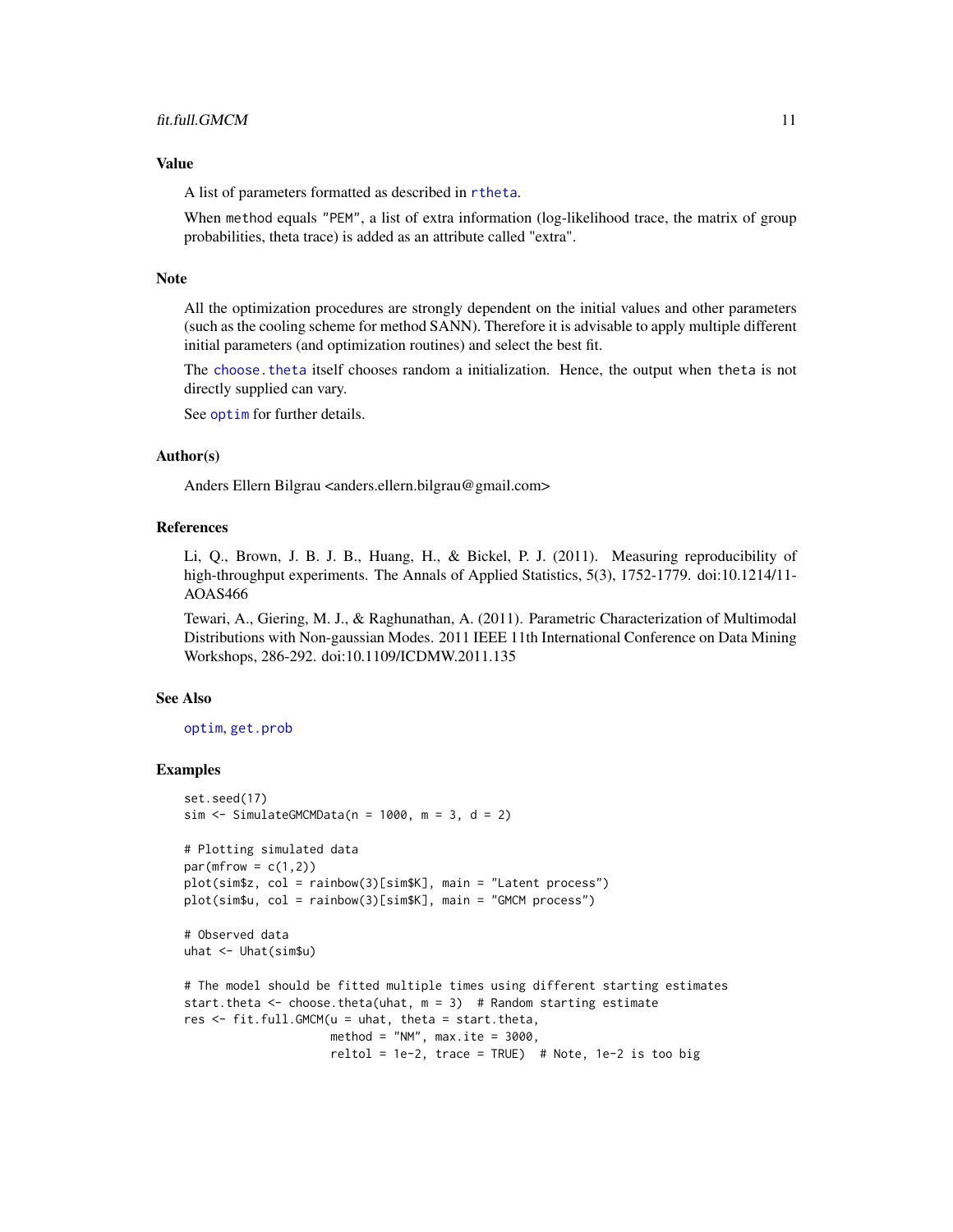## Value

A list of parameters formatted as described in rtheta.

When method equals "PEM", a list of extra information (log-likelihood trace, the matrix of group probabilities, theta trace) is added as an attribute called "extra".

## Note

All the optimization procedures are strongly dependent on the initial values and other parameters (such as the cooling scheme for method SANN). Therefore it is advisable to apply multiple different initial parameters (and optimization routines) and select the best fit.

The choose.theta itself chooses random a initialization. Hence, the output when theta is not directly supplied can vary.

See optim for further details.

## Author(s)

Anders Ellern Bilgrau <anders.ellern.bilgrau@gmail.com>

## References

Li, Q., Brown, J. B. J. B., Huang, H., & Bickel, P. J. (2011). Measuring reproducibility of high-throughput experiments. The Annals of Applied Statistics, 5(3), 1752-1779. doi:10.1214/11-AOAS466

Tewari, A., Giering, M. J., & Raghunathan, A. (2011). Parametric Characterization of Multimodal Distributions with Non-gaussian Modes. 2011 IEEE 11th International Conference on Data Mining Workshops, 286-292. doi:10.1109/ICDMW.2011.135

## See Also

optim, get.prob

## Examples

```
set.seed(17)
sim <- SimulateGMCMData(n = 1000, m = 3, d = 2)

# Plotting simulated data
par(mfrow = c(1,2))
plot(sim$z, col = rainbow(3)[sim$K], main = "Latent process")
plot(sim$u, col = rainbow(3)[sim$K], main = "GMCM process")

# Observed data
uhat <- Uhat(sim$u)

# The model should be fitted multiple times using different starting estimates
start.theta <- choose.theta(uhat, m = 3)  # Random starting estimate
res <- fit.full.GMCM(u = uhat, theta = start.theta,
                     method = "NM", max.ite = 3000,
                     reltol = 1e-2, trace = TRUE)  # Note, 1e-2 is too big
```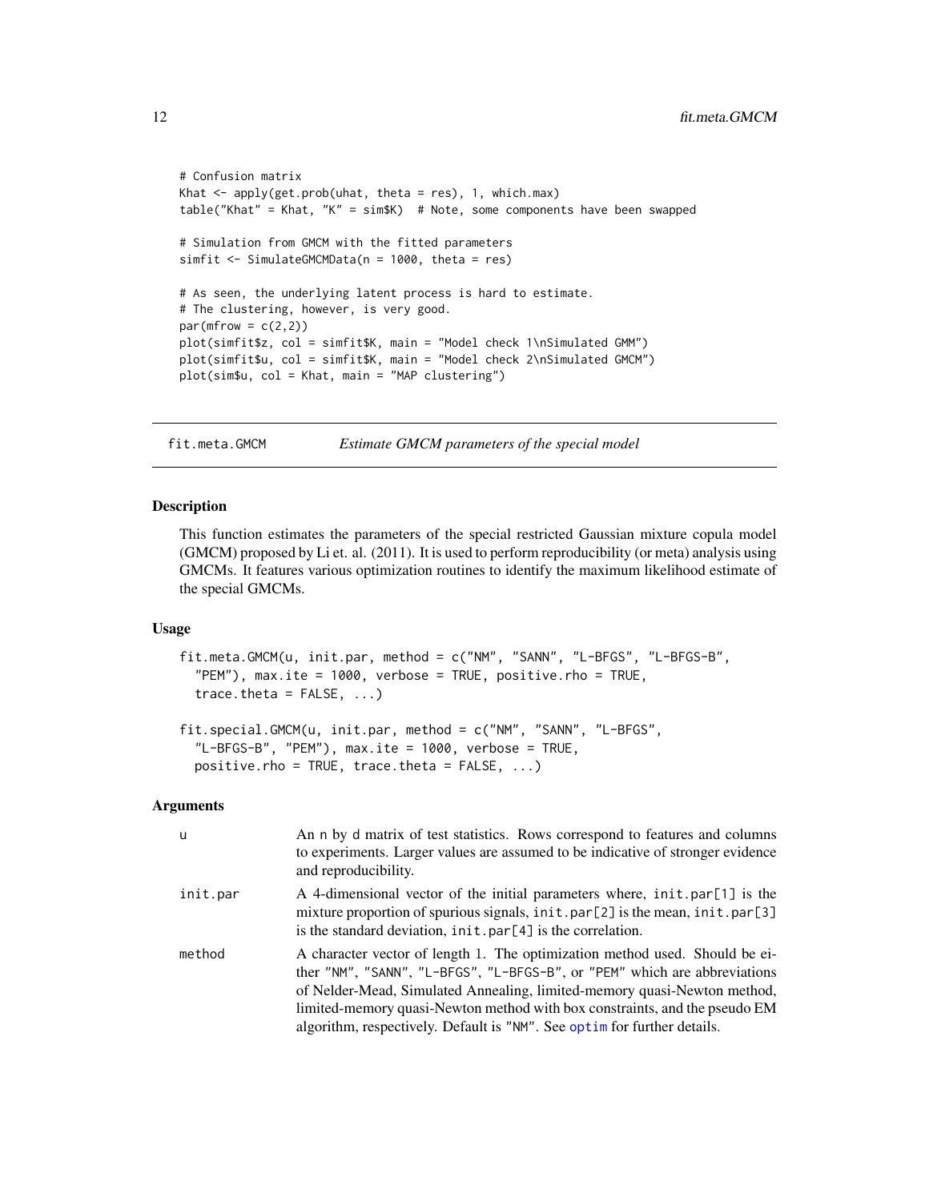```
# Confusion matrix
Khat <- apply(get.prob(uhat, theta = res), 1, which.max)
table("Khat" = Khat, "K" = sim$K)  # Note, some components have been swapped

# Simulation from GMCM with the fitted parameters
simfit <- SimulateGMCMData(n = 1000, theta = res)

# As seen, the underlying latent process is hard to estimate.
# The clustering, however, is very good.
par(mfrow = c(2,2))
plot(simfit$z, col = simfit$K, main = "Model check 1\nSimulated GMM")
plot(simfit$u, col = simfit$K, main = "Model check 2\nSimulated GMCM")
plot(sim$u, col = Khat, main = "MAP clustering")
```

## fit.meta.GMCM — *Estimate GMCM parameters of the special model*

### Description

This function estimates the parameters of the special restricted Gaussian mixture copula model (GMCM) proposed by Li et. al. (2011). It is used to perform reproducibility (or meta) analysis using GMCMs. It features various optimization routines to identify the maximum likelihood estimate of the special GMCMs.

### Usage

```
fit.meta.GMCM(u, init.par, method = c("NM", "SANN", "L-BFGS", "L-BFGS-B",
  "PEM"), max.ite = 1000, verbose = TRUE, positive.rho = TRUE,
  trace.theta = FALSE, ...)

fit.special.GMCM(u, init.par, method = c("NM", "SANN", "L-BFGS",
  "L-BFGS-B", "PEM"), max.ite = 1000, verbose = TRUE,
  positive.rho = TRUE, trace.theta = FALSE, ...)
```

### Arguments

| | |
|---|---|
| `u` | An n by d matrix of test statistics. Rows correspond to features and columns to experiments. Larger values are assumed to be indicative of stronger evidence and reproducibility. |
| `init.par` | A 4-dimensional vector of the initial parameters where, `init.par[1]` is the mixture proportion of spurious signals, `init.par[2]` is the mean, `init.par[3]` is the standard deviation, `init.par[4]` is the correlation. |
| `method` | A character vector of length 1. The optimization method used. Should be either `"NM"`, `"SANN"`, `"L-BFGS"`, `"L-BFGS-B"`, or `"PEM"` which are abbreviations of Nelder-Mead, Simulated Annealing, limited-memory quasi-Newton method, limited-memory quasi-Newton method with box constraints, and the pseudo EM algorithm, respectively. Default is `"NM"`. See `optim` for further details. |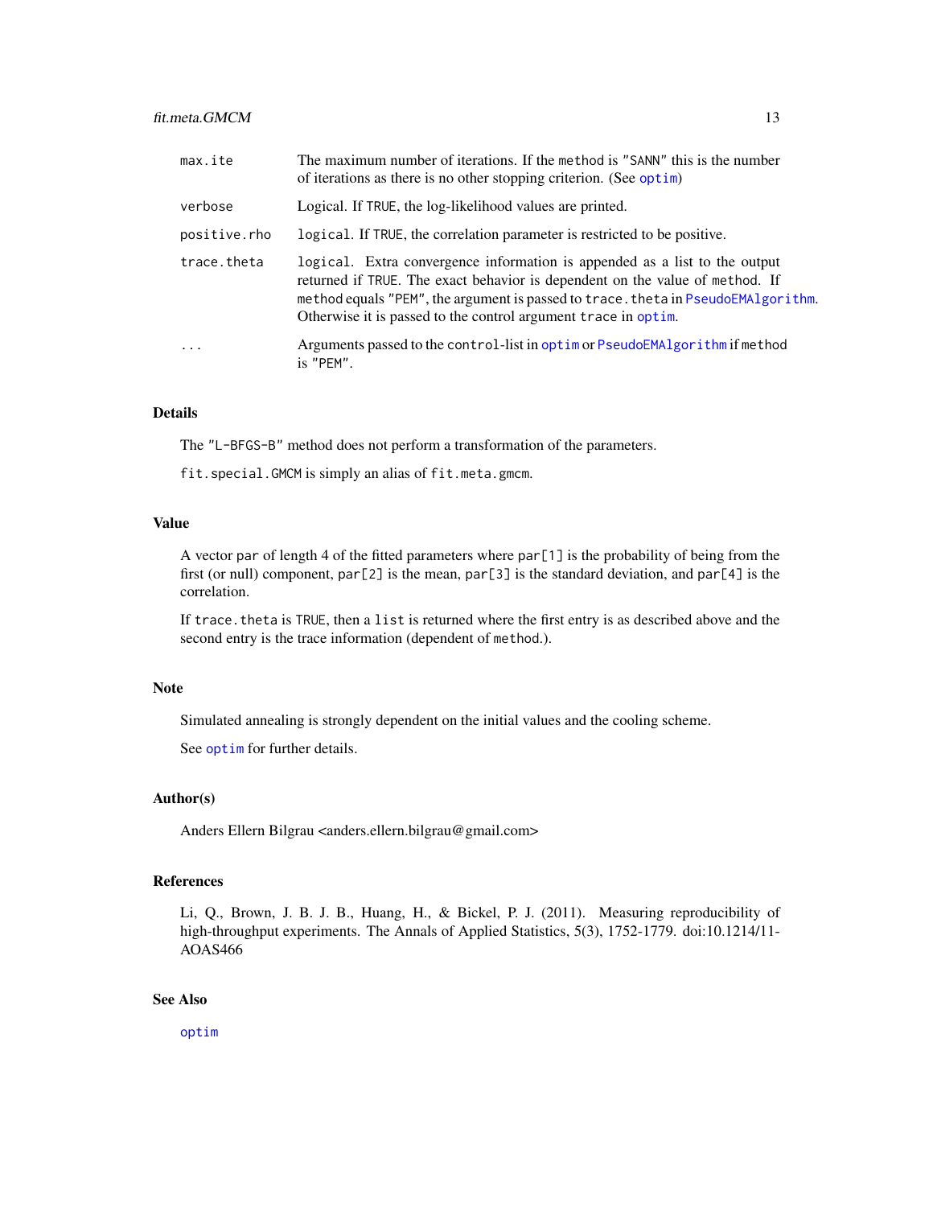| | |
|---|---|
| max.ite | The maximum number of iterations. If the method is "SANN" this is the number of iterations as there is no other stopping criterion. (See optim) |
| verbose | Logical. If TRUE, the log-likelihood values are printed. |
| positive.rho | logical. If TRUE, the correlation parameter is restricted to be positive. |
| trace.theta | logical. Extra convergence information is appended as a list to the output returned if TRUE. The exact behavior is dependent on the value of method. If method equals "PEM", the argument is passed to trace.theta in PseudoEMAlgorithm. Otherwise it is passed to the control argument trace in optim. |
| ... | Arguments passed to the control-list in optim or PseudoEMAlgorithm if method is "PEM". |

## Details

The "L-BFGS-B" method does not perform a transformation of the parameters.

fit.special.GMCM is simply an alias of fit.meta.gmcm.

## Value

A vector par of length 4 of the fitted parameters where par[1] is the probability of being from the first (or null) component, par[2] is the mean, par[3] is the standard deviation, and par[4] is the correlation.

If trace.theta is TRUE, then a list is returned where the first entry is as described above and the second entry is the trace information (dependent of method.).

## Note

Simulated annealing is strongly dependent on the initial values and the cooling scheme.

See optim for further details.

## Author(s)

Anders Ellern Bilgrau <anders.ellern.bilgrau@gmail.com>

## References

Li, Q., Brown, J. B. J. B., Huang, H., & Bickel, P. J. (2011). Measuring reproducibility of high-throughput experiments. The Annals of Applied Statistics, 5(3), 1752-1779. doi:10.1214/11-AOAS466

## See Also

optim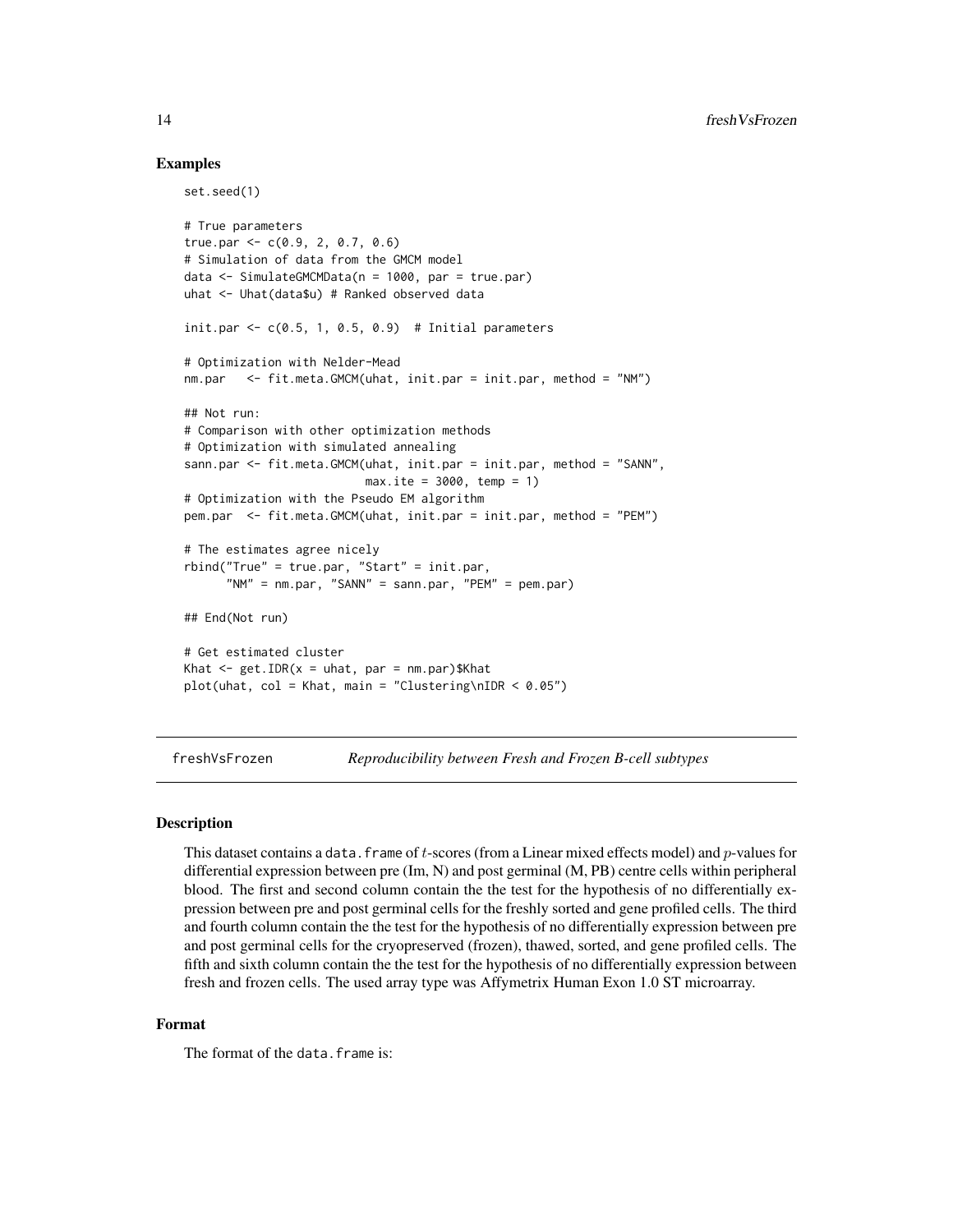## Examples

```
set.seed(1)

# True parameters
true.par <- c(0.9, 2, 0.7, 0.6)
# Simulation of data from the GMCM model
data <- SimulateGMCMData(n = 1000, par = true.par)
uhat <- Uhat(data$u) # Ranked observed data

init.par <- c(0.5, 1, 0.5, 0.9)  # Initial parameters

# Optimization with Nelder-Mead
nm.par   <- fit.meta.GMCM(uhat, init.par = init.par, method = "NM")

## Not run:
# Comparison with other optimization methods
# Optimization with simulated annealing
sann.par <- fit.meta.GMCM(uhat, init.par = init.par, method = "SANN",
                          max.ite = 3000, temp = 1)
# Optimization with the Pseudo EM algorithm
pem.par  <- fit.meta.GMCM(uhat, init.par = init.par, method = "PEM")

# The estimates agree nicely
rbind("True" = true.par, "Start" = init.par,
      "NM" = nm.par, "SANN" = sann.par, "PEM" = pem.par)

## End(Not run)

# Get estimated cluster
Khat <- get.IDR(x = uhat, par = nm.par)$Khat
plot(uhat, col = Khat, main = "Clustering\nIDR < 0.05")
```

---

# freshVsFrozen *Reproducibility between Fresh and Frozen B-cell subtypes*

---

## Description

This dataset contains a `data.frame` of $t$-scores (from a Linear mixed effects model) and $p$-values for differential expression between pre (Im, N) and post germinal (M, PB) centre cells within peripheral blood. The first and second column contain the the test for the hypothesis of no differentially expression between pre and post germinal cells for the freshly sorted and gene profiled cells. The third and fourth column contain the the test for the hypothesis of no differentially expression between pre and post germinal cells for the cryopreserved (frozen), thawed, sorted, and gene profiled cells. The fifth and sixth column contain the the test for the hypothesis of no differentially expression between fresh and frozen cells. The used array type was Affymetrix Human Exon 1.0 ST microarray.

## Format

The format of the `data.frame` is: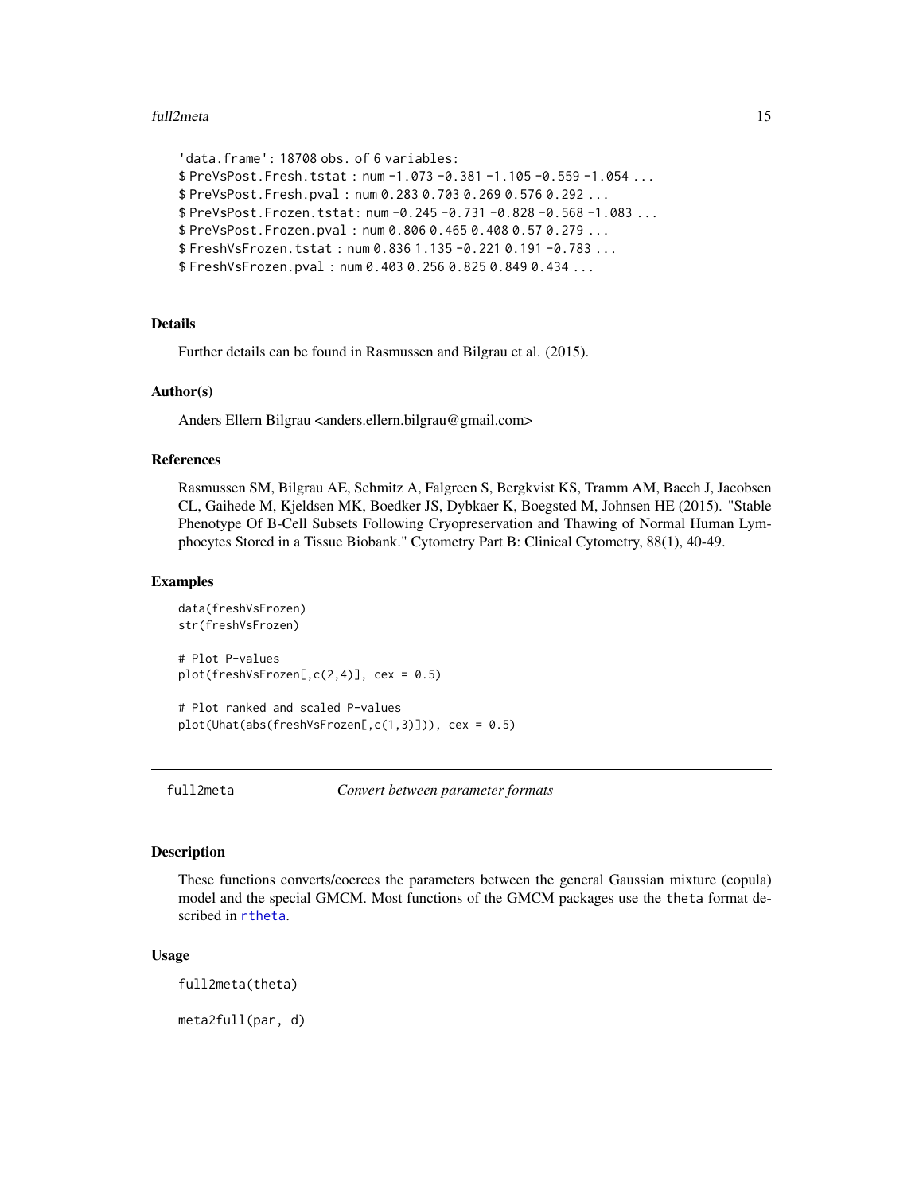```
'data.frame': 18708 obs. of 6 variables:
$ PreVsPost.Fresh.tstat : num -1.073 -0.381 -1.105 -0.559 -1.054 ...
$ PreVsPost.Fresh.pval : num 0.283 0.703 0.269 0.576 0.292 ...
$ PreVsPost.Frozen.tstat: num -0.245 -0.731 -0.828 -0.568 -1.083 ...
$ PreVsPost.Frozen.pval : num 0.806 0.465 0.408 0.57 0.279 ...
$ FreshVsFrozen.tstat : num 0.836 1.135 -0.221 0.191 -0.783 ...
$ FreshVsFrozen.pval : num 0.403 0.256 0.825 0.849 0.434 ...
```

### Details

Further details can be found in Rasmussen and Bilgrau et al. (2015).

### Author(s)

Anders Ellern Bilgrau <anders.ellern.bilgrau@gmail.com>

### References

Rasmussen SM, Bilgrau AE, Schmitz A, Falgreen S, Bergkvist KS, Tramm AM, Baech J, Jacobsen CL, Gaihede M, Kjeldsen MK, Boedker JS, Dybkaer K, Boegsted M, Johnsen HE (2015). "Stable Phenotype Of B-Cell Subsets Following Cryopreservation and Thawing of Normal Human Lymphocytes Stored in a Tissue Biobank." Cytometry Part B: Clinical Cytometry, 88(1), 40-49.

### Examples

```
data(freshVsFrozen)
str(freshVsFrozen)

# Plot P-values
plot(freshVsFrozen[,c(2,4)], cex = 0.5)

# Plot ranked and scaled P-values
plot(Uhat(abs(freshVsFrozen[,c(1,3)])), cex = 0.5)
```

---

## full2meta — *Convert between parameter formats*

### Description

These functions converts/coerces the parameters between the general Gaussian mixture (copula) model and the special GMCM. Most functions of the GMCM packages use the `theta` format described in `rtheta`.

### Usage

```
full2meta(theta)

meta2full(par, d)
```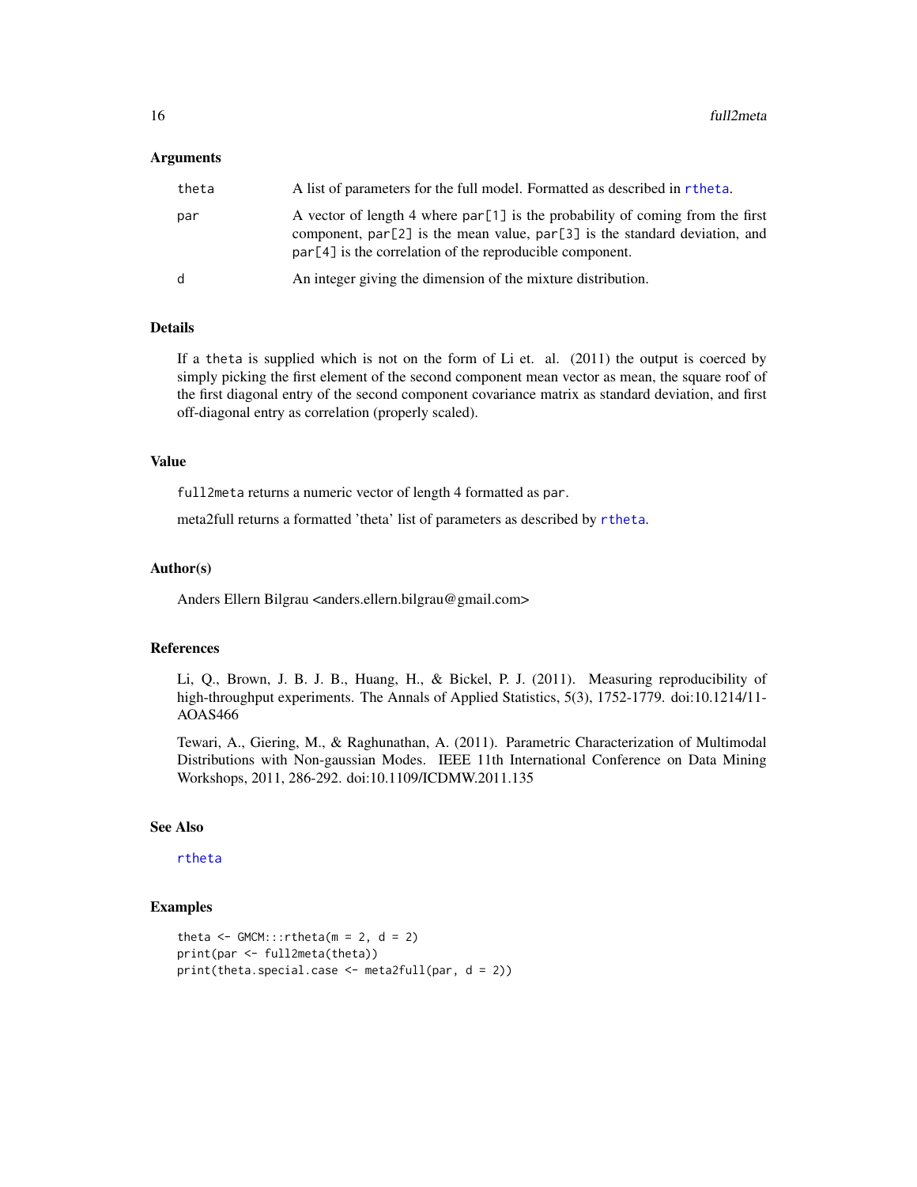### Arguments

| | |
|---|---|
| theta | A list of parameters for the full model. Formatted as described in rtheta. |
| par | A vector of length 4 where par[1] is the probability of coming from the first component, par[2] is the mean value, par[3] is the standard deviation, and par[4] is the correlation of the reproducible component. |
| d | An integer giving the dimension of the mixture distribution. |

### Details

If a theta is supplied which is not on the form of Li et. al. (2011) the output is coerced by simply picking the first element of the second component mean vector as mean, the square roof of the first diagonal entry of the second component covariance matrix as standard deviation, and first off-diagonal entry as correlation (properly scaled).

### Value

full2meta returns a numeric vector of length 4 formatted as par.

meta2full returns a formatted 'theta' list of parameters as described by rtheta.

### Author(s)

Anders Ellern Bilgrau <anders.ellern.bilgrau@gmail.com>

### References

Li, Q., Brown, J. B. J. B., Huang, H., & Bickel, P. J. (2011). Measuring reproducibility of high-throughput experiments. The Annals of Applied Statistics, 5(3), 1752-1779. doi:10.1214/11-AOAS466

Tewari, A., Giering, M., & Raghunathan, A. (2011). Parametric Characterization of Multimodal Distributions with Non-gaussian Modes. IEEE 11th International Conference on Data Mining Workshops, 2011, 286-292. doi:10.1109/ICDMW.2011.135

### See Also

rtheta

### Examples

```
theta <- GMCM:::rtheta(m = 2, d = 2)
print(par <- full2meta(theta))
print(theta.special.case <- meta2full(par, d = 2))
```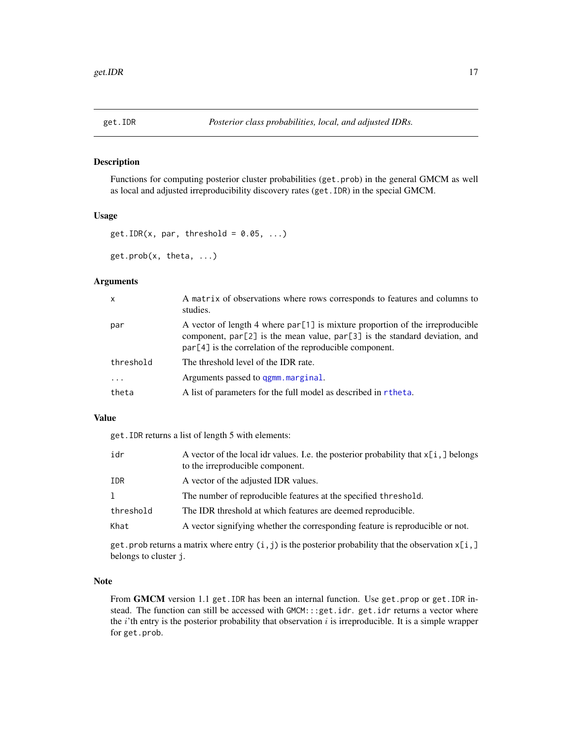## get.IDR — *Posterior class probabilities, local, and adjusted IDRs.*

### Description

Functions for computing posterior cluster probabilities (`get.prob`) in the general GMCM as well as local and adjusted irreproducibility discovery rates (`get.IDR`) in the special GMCM.

### Usage

```
get.IDR(x, par, threshold = 0.05, ...)

get.prob(x, theta, ...)
```

### Arguments

| | |
|---|---|
| `x` | A `matrix` of observations where rows corresponds to features and columns to studies. |
| `par` | A vector of length 4 where `par[1]` is mixture proportion of the irreproducible component, `par[2]` is the mean value, `par[3]` is the standard deviation, and `par[4]` is the correlation of the reproducible component. |
| `threshold` | The threshold level of the IDR rate. |
| `...` | Arguments passed to `qgmm.marginal`. |
| `theta` | A list of parameters for the full model as described in `rtheta`. |

### Value

`get.IDR` returns a list of length 5 with elements:

| | |
|---|---|
| `idr` | A vector of the local idr values. I.e. the posterior probability that `x[i,]` belongs to the irreproducible component. |
| `IDR` | A vector of the adjusted IDR values. |
| `l` | The number of reproducible features at the specified `threshold`. |
| `threshold` | The IDR threshold at which features are deemed reproducible. |
| `Khat` | A vector signifying whether the corresponding feature is reproducible or not. |

`get.prob` returns a matrix where entry `(i,j)` is the posterior probability that the observation `x[i,]` belongs to cluster `j`.

### Note

From **GMCM** version 1.1 `get.IDR` has been an internal function. Use `get.prop` or `get.IDR` instead. The function can still be accessed with `GMCM:::get.idr`. `get.idr` returns a vector where the $i$'th entry is the posterior probability that observation $i$ is irreproducible. It is a simple wrapper for `get.prob`.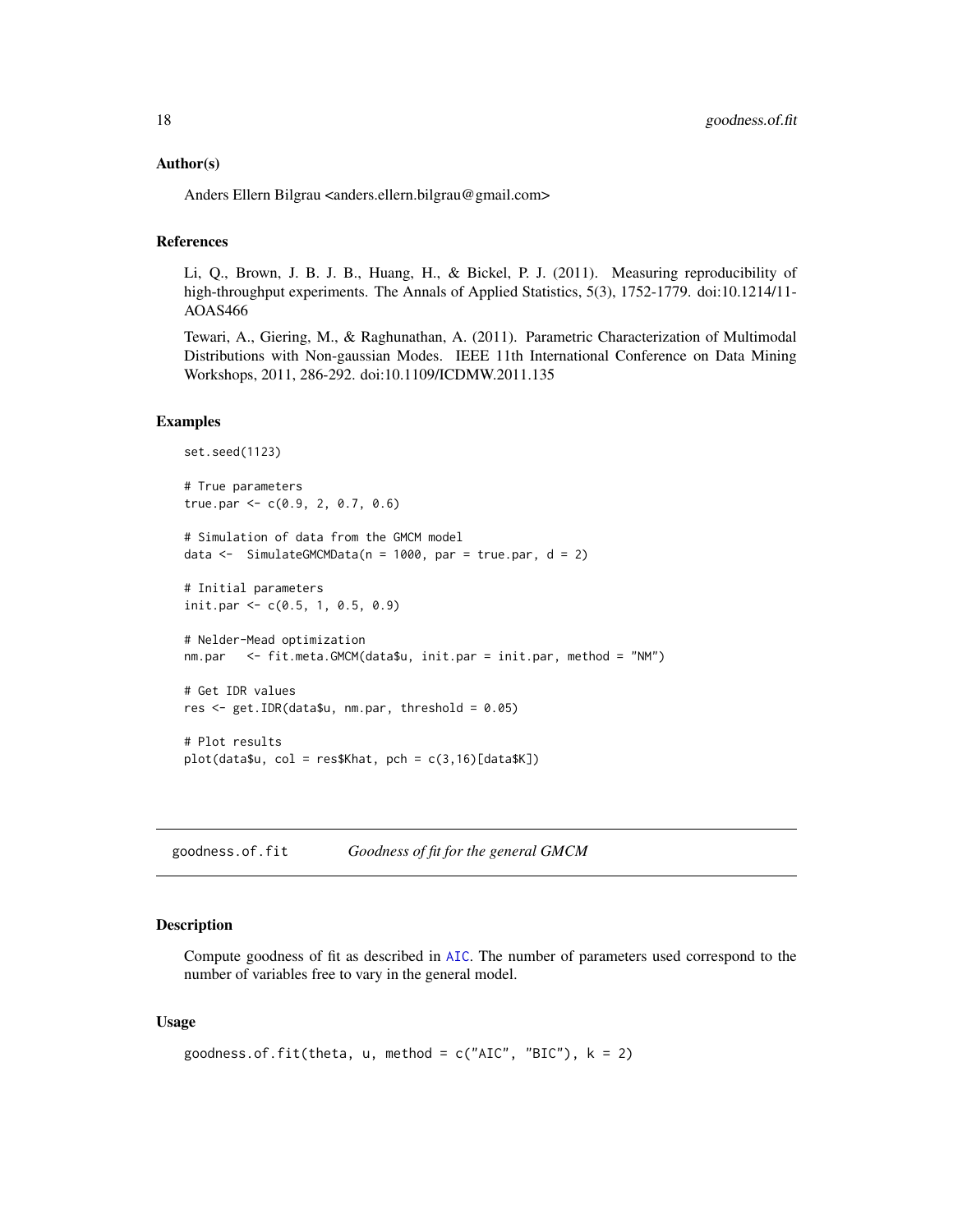### Author(s)

Anders Ellern Bilgrau <anders.ellern.bilgrau@gmail.com>

### References

Li, Q., Brown, J. B. J. B., Huang, H., & Bickel, P. J. (2011). Measuring reproducibility of high-throughput experiments. The Annals of Applied Statistics, 5(3), 1752-1779. doi:10.1214/11-AOAS466

Tewari, A., Giering, M., & Raghunathan, A. (2011). Parametric Characterization of Multimodal Distributions with Non-gaussian Modes. IEEE 11th International Conference on Data Mining Workshops, 2011, 286-292. doi:10.1109/ICDMW.2011.135

### Examples

```
set.seed(1123)

# True parameters
true.par <- c(0.9, 2, 0.7, 0.6)

# Simulation of data from the GMCM model
data <-  SimulateGMCMData(n = 1000, par = true.par, d = 2)

# Initial parameters
init.par <- c(0.5, 1, 0.5, 0.9)

# Nelder-Mead optimization
nm.par   <- fit.meta.GMCM(data$u, init.par = init.par, method = "NM")

# Get IDR values
res <- get.IDR(data$u, nm.par, threshold = 0.05)

# Plot results
plot(data$u, col = res$Khat, pch = c(3,16)[data$K])
```

---

## goodness.of.fit *Goodness of fit for the general GMCM*

### Description

Compute goodness of fit as described in AIC. The number of parameters used correspond to the number of variables free to vary in the general model.

### Usage

```
goodness.of.fit(theta, u, method = c("AIC", "BIC"), k = 2)
```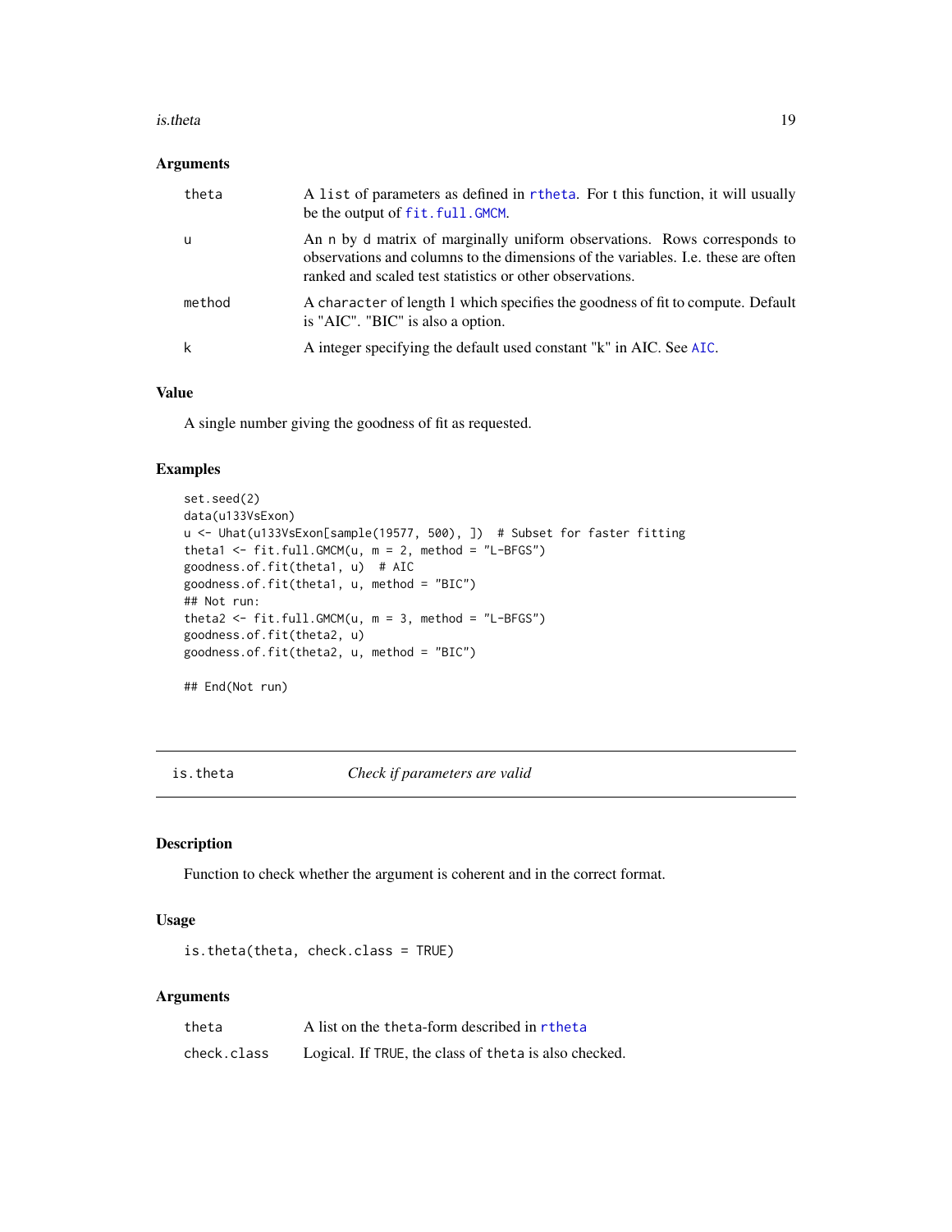### Arguments

| | |
|---|---|
| theta | A list of parameters as defined in rtheta. For t this function, it will usually be the output of fit.full.GMCM. |
| u | An n by d matrix of marginally uniform observations. Rows corresponds to observations and columns to the dimensions of the variables. I.e. these are often ranked and scaled test statistics or other observations. |
| method | A character of length 1 which specifies the goodness of fit to compute. Default is "AIC". "BIC" is also a option. |
| k | A integer specifying the default used constant "k" in AIC. See AIC. |

### Value

A single number giving the goodness of fit as requested.

### Examples

```
set.seed(2)
data(u133VsExon)
u <- Uhat(u133VsExon[sample(19577, 500), ])  # Subset for faster fitting
theta1 <- fit.full.GMCM(u, m = 2, method = "L-BFGS")
goodness.of.fit(theta1, u)  # AIC
goodness.of.fit(theta1, u, method = "BIC")
## Not run:
theta2 <- fit.full.GMCM(u, m = 3, method = "L-BFGS")
goodness.of.fit(theta2, u)
goodness.of.fit(theta2, u, method = "BIC")

## End(Not run)
```

---

## is.theta *Check if parameters are valid*

---

### Description

Function to check whether the argument is coherent and in the correct format.

### Usage

```
is.theta(theta, check.class = TRUE)
```

### Arguments

| | |
|---|---|
| theta | A list on the theta-form described in rtheta |
| check.class | Logical. If TRUE, the class of theta is also checked. |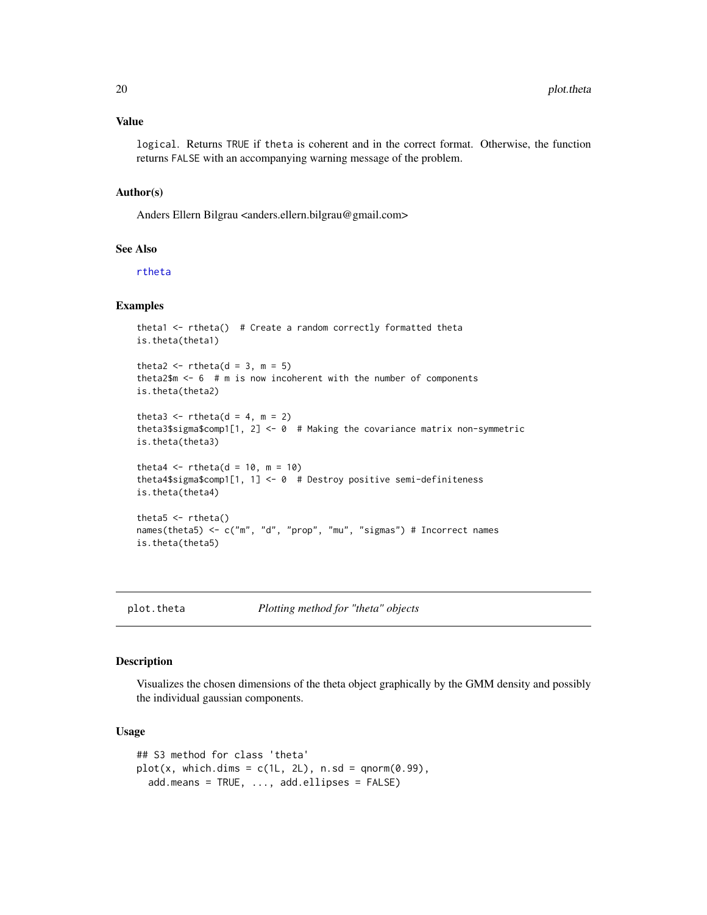### Value

`logical`. Returns `TRUE` if `theta` is coherent and in the correct format. Otherwise, the function returns `FALSE` with an accompanying warning message of the problem.

### Author(s)

Anders Ellern Bilgrau <anders.ellern.bilgrau@gmail.com>

### See Also

`rtheta`

### Examples

```
theta1 <- rtheta()  # Create a random correctly formatted theta
is.theta(theta1)

theta2 <- rtheta(d = 3, m = 5)
theta2$m <- 6  # m is now incoherent with the number of components
is.theta(theta2)

theta3 <- rtheta(d = 4, m = 2)
theta3$sigma$comp1[1, 2] <- 0  # Making the covariance matrix non-symmetric
is.theta(theta3)

theta4 <- rtheta(d = 10, m = 10)
theta4$sigma$comp1[1, 1] <- 0  # Destroy positive semi-definiteness
is.theta(theta4)

theta5 <- rtheta()
names(theta5) <- c("m", "d", "prop", "mu", "sigmas") # Incorrect names
is.theta(theta5)
```

---

## plot.theta &nbsp;&nbsp;&nbsp; *Plotting method for "theta" objects*

---

### Description

Visualizes the chosen dimensions of the theta object graphically by the GMM density and possibly the individual gaussian components.

### Usage

```
## S3 method for class 'theta'
plot(x, which.dims = c(1L, 2L), n.sd = qnorm(0.99),
  add.means = TRUE, ..., add.ellipses = FALSE)
```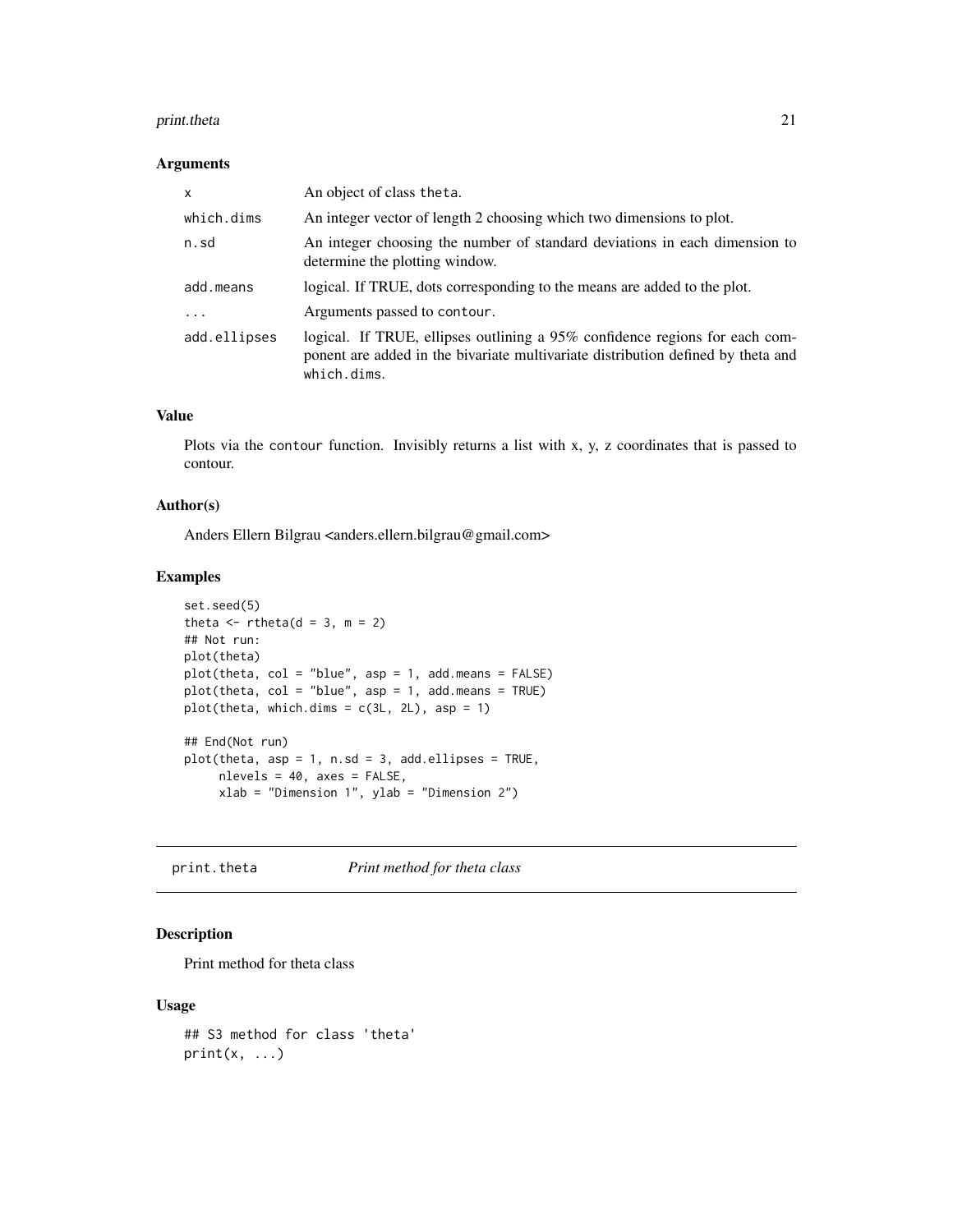### Arguments

| | |
|---|---|
| x | An object of class theta. |
| which.dims | An integer vector of length 2 choosing which two dimensions to plot. |
| n.sd | An integer choosing the number of standard deviations in each dimension to determine the plotting window. |
| add.means | logical. If TRUE, dots corresponding to the means are added to the plot. |
| ... | Arguments passed to contour. |
| add.ellipses | logical. If TRUE, ellipses outlining a 95% confidence regions for each component are added in the bivariate multivariate distribution defined by theta and which.dims. |

### Value

Plots via the contour function. Invisibly returns a list with x, y, z coordinates that is passed to contour.

### Author(s)

Anders Ellern Bilgrau <anders.ellern.bilgrau@gmail.com>

### Examples

```
set.seed(5)
theta <- rtheta(d = 3, m = 2)
## Not run:
plot(theta)
plot(theta, col = "blue", asp = 1, add.means = FALSE)
plot(theta, col = "blue", asp = 1, add.means = TRUE)
plot(theta, which.dims = c(3L, 2L), asp = 1)

## End(Not run)
plot(theta, asp = 1, n.sd = 3, add.ellipses = TRUE,
     nlevels = 40, axes = FALSE,
     xlab = "Dimension 1", ylab = "Dimension 2")
```

## print.theta    *Print method for theta class*

### Description

Print method for theta class

### Usage

```
## S3 method for class 'theta'
print(x, ...)
```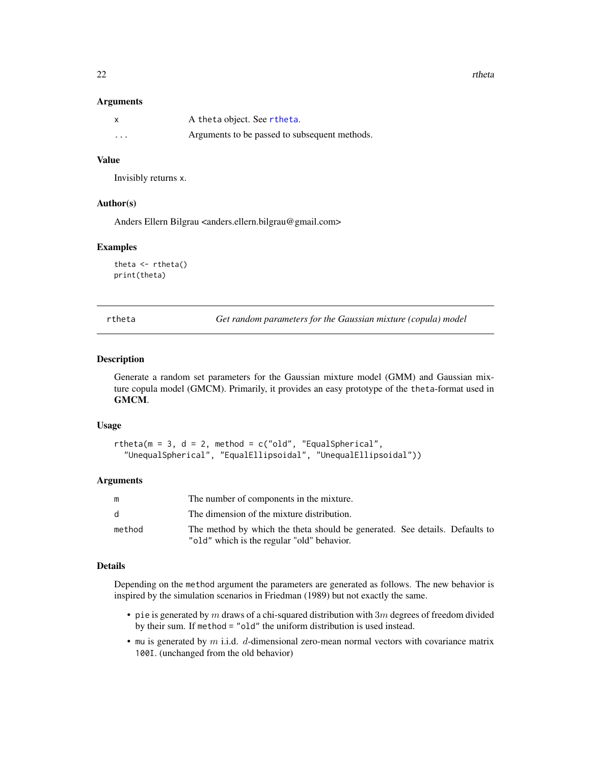### Arguments

| | |
|---|---|
| x | A theta object. See rtheta. |
| ... | Arguments to be passed to subsequent methods. |

### Value

Invisibly returns x.

### Author(s)

Anders Ellern Bilgrau <anders.ellern.bilgrau@gmail.com>

### Examples

```
theta <- rtheta()
print(theta)
```

---

## rtheta — *Get random parameters for the Gaussian mixture (copula) model*

### Description

Generate a random set parameters for the Gaussian mixture model (GMM) and Gaussian mixture copula model (GMCM). Primarily, it provides an easy prototype of the theta-format used in **GMCM**.

### Usage

```
rtheta(m = 3, d = 2, method = c("old", "EqualSpherical",
  "UnequalSpherical", "EqualEllipsoidal", "UnequalEllipsoidal"))
```

### Arguments

| | |
|---|---|
| m | The number of components in the mixture. |
| d | The dimension of the mixture distribution. |
| method | The method by which the theta should be generated. See details. Defaults to "old" which is the regular "old" behavior. |

### Details

Depending on the method argument the parameters are generated as follows. The new behavior is inspired by the simulation scenarios in Friedman (1989) but not exactly the same.

- pie is generated by $m$ draws of a chi-squared distribution with $3m$ degrees of freedom divided by their sum. If method = "old" the uniform distribution is used instead.
- mu is generated by $m$ i.i.d. $d$-dimensional zero-mean normal vectors with covariance matrix 100I. (unchanged from the old behavior)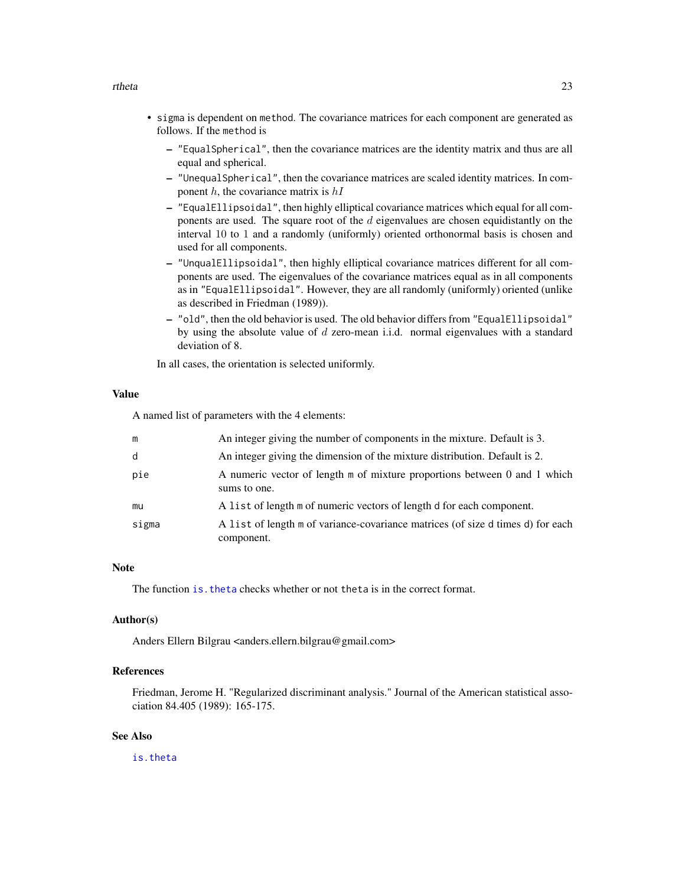- `sigma` is dependent on `method`. The covariance matrices for each component are generated as follows. If the `method` is
  - `"EqualSpherical"`, then the covariance matrices are the identity matrix and thus are all equal and spherical.
  - `"UnequalSpherical"`, then the covariance matrices are scaled identity matrices. In component $h$, the covariance matrix is $hI$
  - `"EqualEllipsoidal"`, then highly elliptical covariance matrices which equal for all components are used. The square root of the $d$ eigenvalues are chosen equidistantly on the interval $10$ to $1$ and a randomly (uniformly) oriented orthonormal basis is chosen and used for all components.
  - `"UnqualEllipsoidal"`, then highly elliptical covariance matrices different for all components are used. The eigenvalues of the covariance matrices equal as in all components as in `"EqualEllipsoidal"`. However, they are all randomly (uniformly) oriented (unlike as described in Friedman (1989)).
  - `"old"`, then the old behavior is used. The old behavior differs from `"EqualEllipsoidal"` by using the absolute value of $d$ zero-mean i.i.d. normal eigenvalues with a standard deviation of 8.

  In all cases, the orientation is selected uniformly.

## Value

A named list of parameters with the 4 elements:

| | |
|---|---|
| `m` | An integer giving the number of components in the mixture. Default is 3. |
| `d` | An integer giving the dimension of the mixture distribution. Default is 2. |
| `pie` | A numeric vector of length `m` of mixture proportions between 0 and 1 which sums to one. |
| `mu` | A `list` of length `m` of numeric vectors of length `d` for each component. |
| `sigma` | A `list` of length `m` of variance-covariance matrices (of size `d` times `d`) for each component. |

## Note

The function `is.theta` checks whether or not `theta` is in the correct format.

## Author(s)

Anders Ellern Bilgrau <anders.ellern.bilgrau@gmail.com>

## References

Friedman, Jerome H. "Regularized discriminant analysis." Journal of the American statistical association 84.405 (1989): 165-175.

## See Also

`is.theta`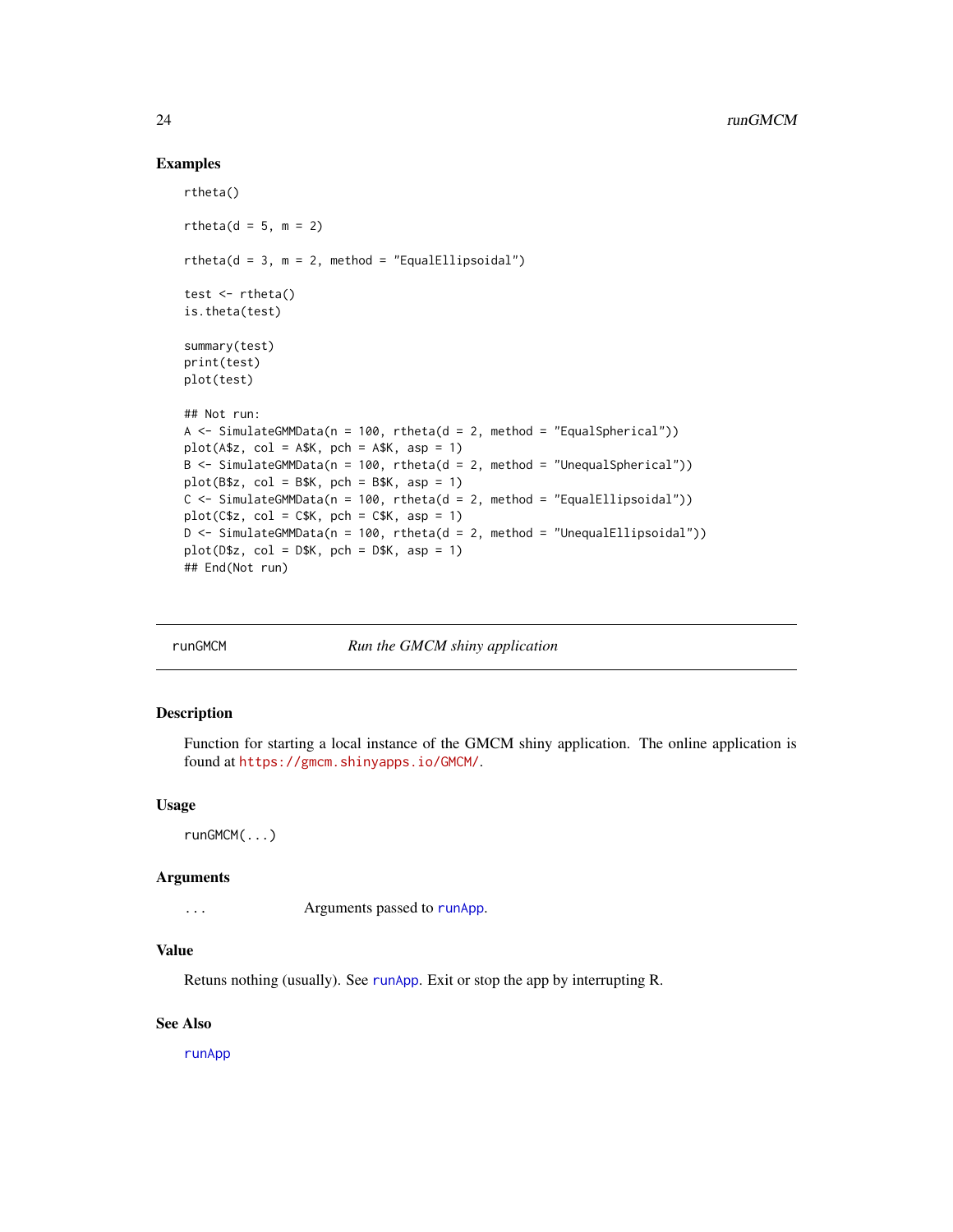## Examples

```
rtheta()

rtheta(d = 5, m = 2)

rtheta(d = 3, m = 2, method = "EqualEllipsoidal")

test <- rtheta()
is.theta(test)

summary(test)
print(test)
plot(test)

## Not run:
A <- SimulateGMMData(n = 100, rtheta(d = 2, method = "EqualSpherical"))
plot(A$z, col = A$K, pch = A$K, asp = 1)
B <- SimulateGMMData(n = 100, rtheta(d = 2, method = "UnequalSpherical"))
plot(B$z, col = B$K, pch = B$K, asp = 1)
C <- SimulateGMMData(n = 100, rtheta(d = 2, method = "EqualEllipsoidal"))
plot(C$z, col = C$K, pch = C$K, asp = 1)
D <- SimulateGMMData(n = 100, rtheta(d = 2, method = "UnequalEllipsoidal"))
plot(D$z, col = D$K, pch = D$K, asp = 1)
## End(Not run)
```

---

# runGMCM — *Run the GMCM shiny application*

## Description

Function for starting a local instance of the GMCM shiny application. The online application is found at https://gmcm.shinyapps.io/GMCM/.

## Usage

```
runGMCM(...)
```

## Arguments

| | |
|---|---|
| `...` | Arguments passed to runApp. |

## Value

Retuns nothing (usually). See runApp. Exit or stop the app by interrupting R.

## See Also

runApp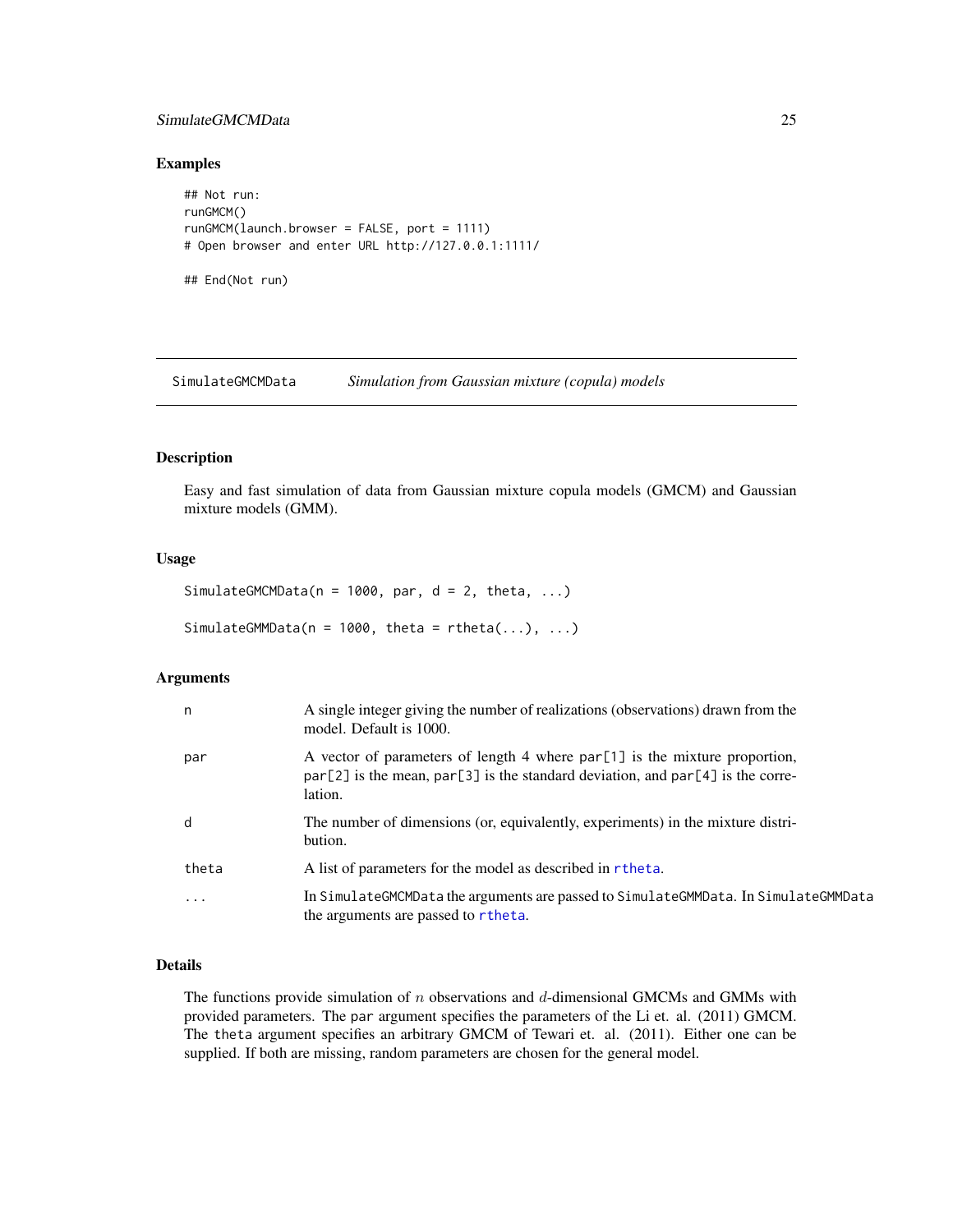### Examples

```
## Not run:
runGMCM()
runGMCM(launch.browser = FALSE, port = 1111)
# Open browser and enter URL http://127.0.0.1:1111/

## End(Not run)
```

---

## SimulateGMCMData &nbsp;&nbsp;&nbsp; *Simulation from Gaussian mixture (copula) models*

---

### Description

Easy and fast simulation of data from Gaussian mixture copula models (GMCM) and Gaussian mixture models (GMM).

### Usage

```
SimulateGMCMData(n = 1000, par, d = 2, theta, ...)

SimulateGMMData(n = 1000, theta = rtheta(...), ...)
```

### Arguments

| Argument | Description |
|---|---|
| n | A single integer giving the number of realizations (observations) drawn from the model. Default is 1000. |
| par | A vector of parameters of length 4 where par[1] is the mixture proportion, par[2] is the mean, par[3] is the standard deviation, and par[4] is the correlation. |
| d | The number of dimensions (or, equivalently, experiments) in the mixture distribution. |
| theta | A list of parameters for the model as described in rtheta. |
| ... | In SimulateGMCMData the arguments are passed to SimulateGMMData. In SimulateGMMData the arguments are passed to rtheta. |

### Details

The functions provide simulation of $n$ observations and $d$-dimensional GMCMs and GMMs with provided parameters. The par argument specifies the parameters of the Li et. al. (2011) GMCM. The theta argument specifies an arbitrary GMCM of Tewari et. al. (2011). Either one can be supplied. If both are missing, random parameters are chosen for the general model.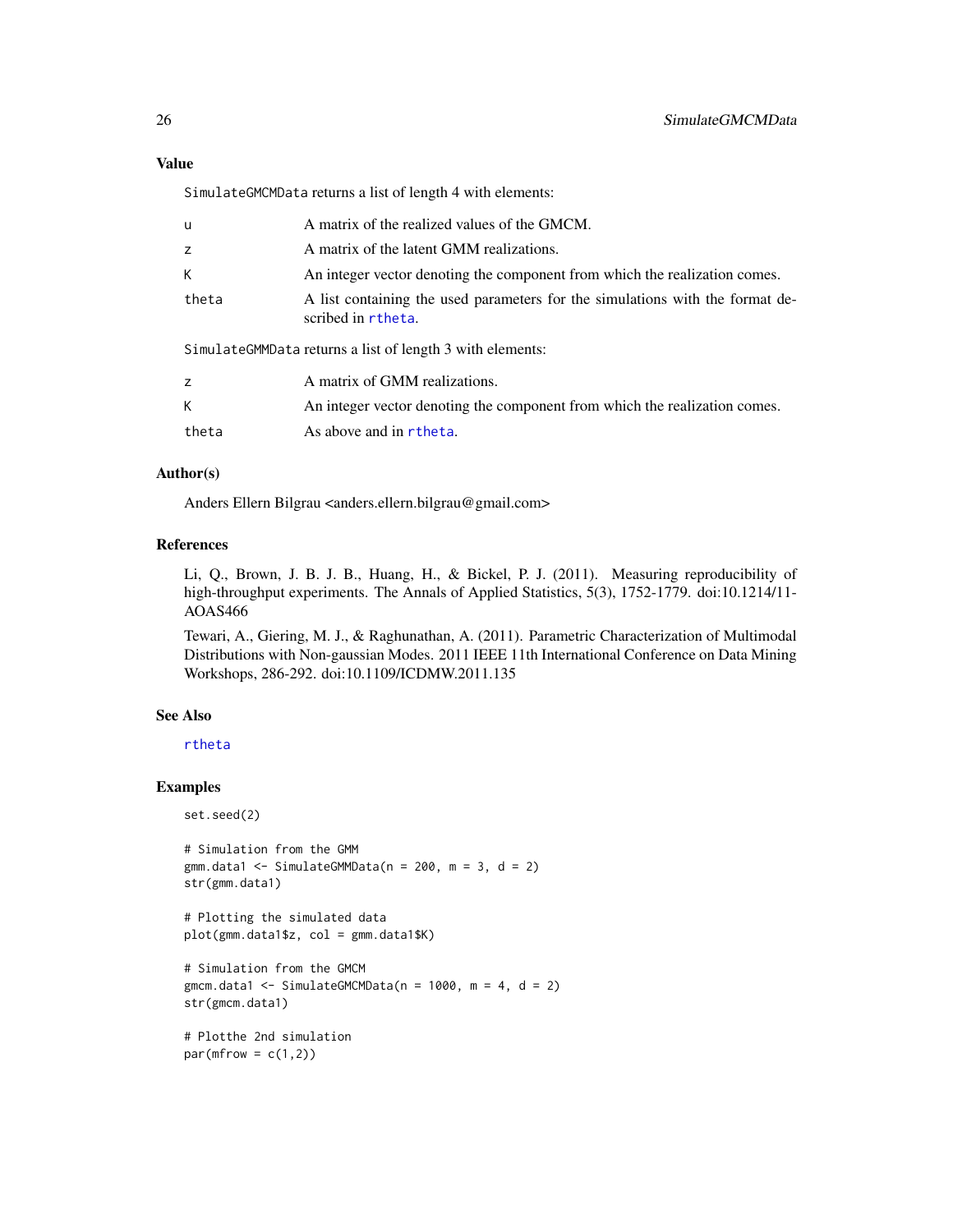### Value

`SimulateGMCMData` returns a list of length 4 with elements:

- `u` A matrix of the realized values of the GMCM.
- `z` A matrix of the latent GMM realizations.
- `K` An integer vector denoting the component from which the realization comes.
- `theta` A list containing the used parameters for the simulations with the format described in `rtheta`.

`SimulateGMMData` returns a list of length 3 with elements:

- `z` A matrix of GMM realizations.
- `K` An integer vector denoting the component from which the realization comes.
- `theta` As above and in `rtheta`.

### Author(s)

Anders Ellern Bilgrau <anders.ellern.bilgrau@gmail.com>

### References

Li, Q., Brown, J. B. J. B., Huang, H., & Bickel, P. J. (2011). Measuring reproducibility of high-throughput experiments. The Annals of Applied Statistics, 5(3), 1752-1779. doi:10.1214/11-AOAS466

Tewari, A., Giering, M. J., & Raghunathan, A. (2011). Parametric Characterization of Multimodal Distributions with Non-gaussian Modes. 2011 IEEE 11th International Conference on Data Mining Workshops, 286-292. doi:10.1109/ICDMW.2011.135

### See Also

`rtheta`

### Examples

```
set.seed(2)

# Simulation from the GMM
gmm.data1 <- SimulateGMMData(n = 200, m = 3, d = 2)
str(gmm.data1)

# Plotting the simulated data
plot(gmm.data1$z, col = gmm.data1$K)

# Simulation from the GMCM
gmcm.data1 <- SimulateGMCMData(n = 1000, m = 4, d = 2)
str(gmcm.data1)

# Plotthe 2nd simulation
par(mfrow = c(1,2))
```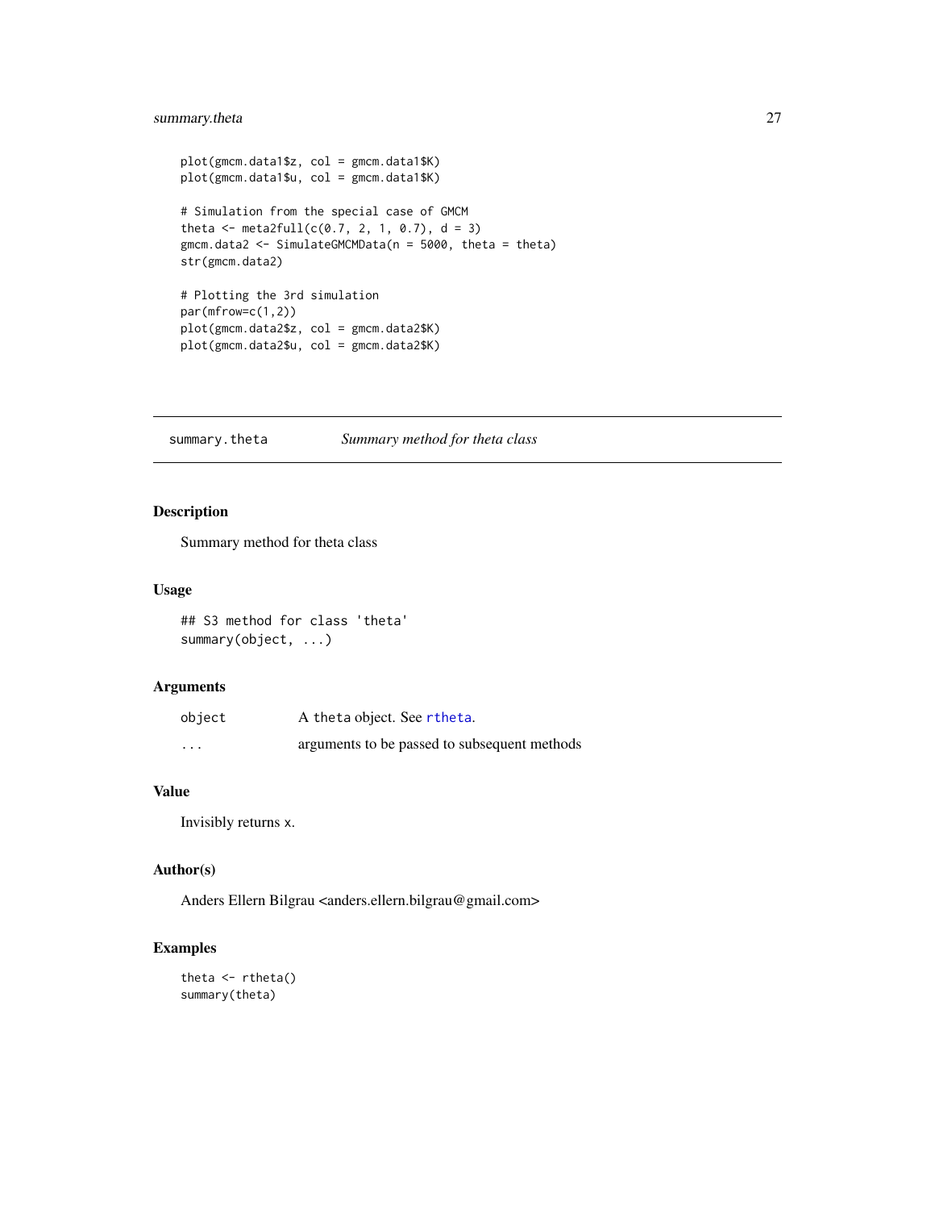```
plot(gmcm.data1$z, col = gmcm.data1$K)
plot(gmcm.data1$u, col = gmcm.data1$K)

# Simulation from the special case of GMCM
theta <- meta2full(c(0.7, 2, 1, 0.7), d = 3)
gmcm.data2 <- SimulateGMCMData(n = 5000, theta = theta)
str(gmcm.data2)

# Plotting the 3rd simulation
par(mfrow=c(1,2))
plot(gmcm.data2$z, col = gmcm.data2$K)
plot(gmcm.data2$u, col = gmcm.data2$K)
```

---

## summary.theta — *Summary method for theta class*

### Description

Summary method for theta class

### Usage

```
## S3 method for class 'theta'
summary(object, ...)
```

### Arguments

| | |
|---|---|
| object | A theta object. See rtheta. |
| ... | arguments to be passed to subsequent methods |

### Value

Invisibly returns x.

### Author(s)

Anders Ellern Bilgrau <anders.ellern.bilgrau@gmail.com>

### Examples

```
theta <- rtheta()
summary(theta)
```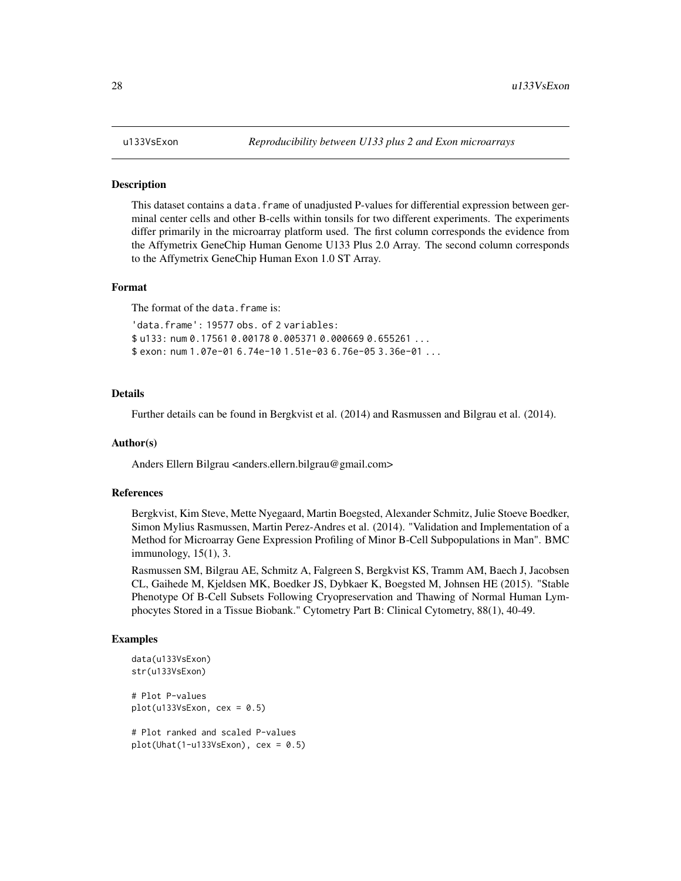# u133VsExon — *Reproducibility between U133 plus 2 and Exon microarrays*

## Description

This dataset contains a data.frame of unadjusted P-values for differential expression between germinal center cells and other B-cells within tonsils for two different experiments. The experiments differ primarily in the microarray platform used. The first column corresponds the evidence from the Affymetrix GeneChip Human Genome U133 Plus 2.0 Array. The second column corresponds to the Affymetrix GeneChip Human Exon 1.0 ST Array.

## Format

The format of the data.frame is:

```
'data.frame': 19577 obs. of 2 variables:
$ u133: num 0.17561 0.00178 0.005371 0.000669 0.655261 ...
$ exon: num 1.07e-01 6.74e-10 1.51e-03 6.76e-05 3.36e-01 ...
```

## Details

Further details can be found in Bergkvist et al. (2014) and Rasmussen and Bilgrau et al. (2014).

## Author(s)

Anders Ellern Bilgrau <anders.ellern.bilgrau@gmail.com>

## References

Bergkvist, Kim Steve, Mette Nyegaard, Martin Boegsted, Alexander Schmitz, Julie Stoeve Boedker, Simon Mylius Rasmussen, Martin Perez-Andres et al. (2014). "Validation and Implementation of a Method for Microarray Gene Expression Profiling of Minor B-Cell Subpopulations in Man". BMC immunology, 15(1), 3.

Rasmussen SM, Bilgrau AE, Schmitz A, Falgreen S, Bergkvist KS, Tramm AM, Baech J, Jacobsen CL, Gaihede M, Kjeldsen MK, Boedker JS, Dybkaer K, Boegsted M, Johnsen HE (2015). "Stable Phenotype Of B-Cell Subsets Following Cryopreservation and Thawing of Normal Human Lymphocytes Stored in a Tissue Biobank." Cytometry Part B: Clinical Cytometry, 88(1), 40-49.

## Examples

```
data(u133VsExon)
str(u133VsExon)

# Plot P-values
plot(u133VsExon, cex = 0.5)

# Plot ranked and scaled P-values
plot(Uhat(1-u133VsExon), cex = 0.5)
```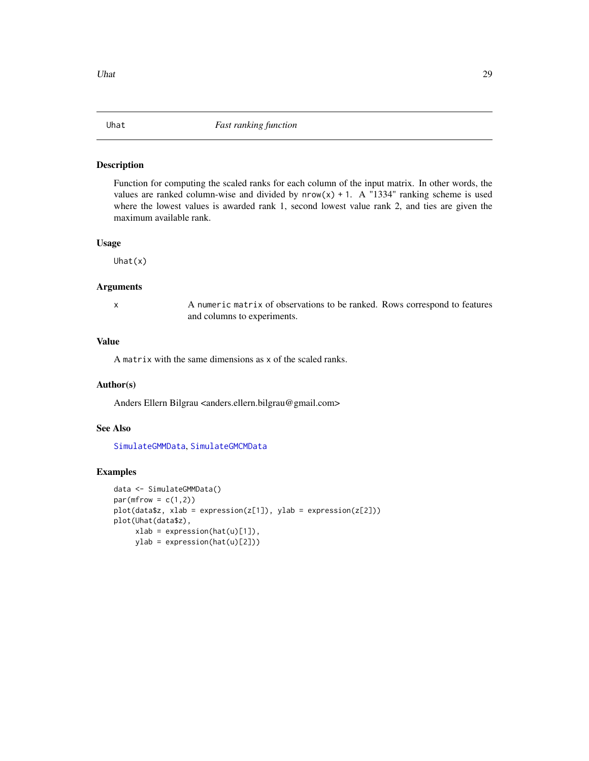## Uhat — *Fast ranking function*

### Description

Function for computing the scaled ranks for each column of the input matrix. In other words, the values are ranked column-wise and divided by `nrow(x) + 1`. A "1334" ranking scheme is used where the lowest values is awarded rank 1, second lowest value rank 2, and ties are given the maximum available rank.

### Usage

```
Uhat(x)
```

### Arguments

| | |
|---|---|
| `x` | A `numeric` `matrix` of observations to be ranked. Rows correspond to features and columns to experiments. |

### Value

A `matrix` with the same dimensions as `x` of the scaled ranks.

### Author(s)

Anders Ellern Bilgrau <anders.ellern.bilgrau@gmail.com>

### See Also

`SimulateGMMData`, `SimulateGMCMData`

### Examples

```
data <- SimulateGMMData()
par(mfrow = c(1,2))
plot(data$z, xlab = expression(z[1]), ylab = expression(z[2]))
plot(Uhat(data$z),
     xlab = expression(hat(u)[1]),
     ylab = expression(hat(u)[2]))
```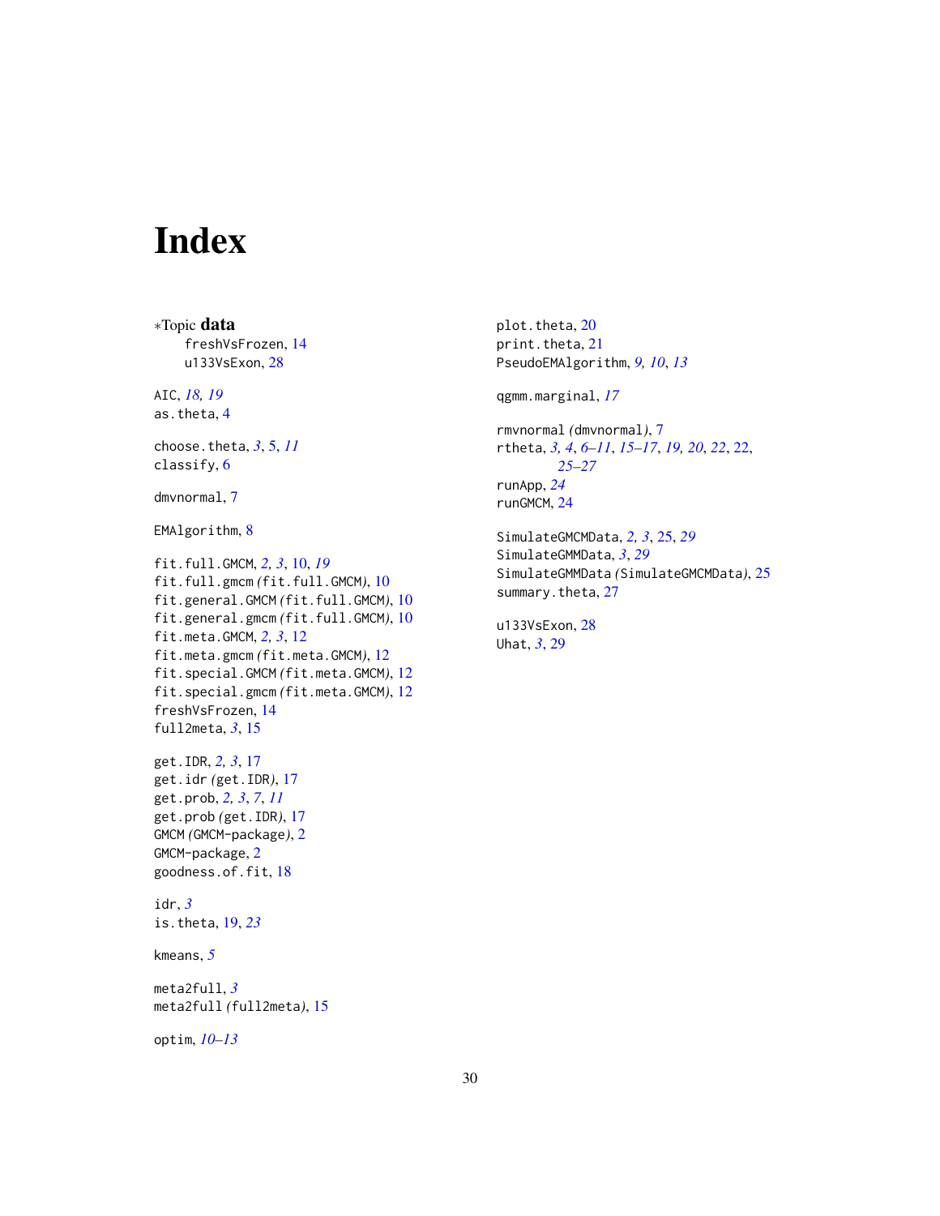# Index

∗Topic **data**
freshVsFrozen, 14
u133VsExon, 28

AIC, *18, 19*
as.theta, 4

choose.theta, *3*, 5, *11*
classify, 6

dmvnormal, 7

EMAlgorithm, 8

fit.full.GMCM, *2, 3*, 10, *19*
fit.full.gmcm *(*fit.full.GMCM*)*, 10
fit.general.GMCM *(*fit.full.GMCM*)*, 10
fit.general.gmcm *(*fit.full.GMCM*)*, 10
fit.meta.GMCM, *2, 3*, 12
fit.meta.gmcm *(*fit.meta.GMCM*)*, 12
fit.special.GMCM *(*fit.meta.GMCM*)*, 12
fit.special.gmcm *(*fit.meta.GMCM*)*, 12
freshVsFrozen, 14
full2meta, *3*, 15

get.IDR, *2, 3*, 17
get.idr *(*get.IDR*)*, 17
get.prob, *2, 3*, *7*, *11*
get.prob *(*get.IDR*)*, 17
GMCM *(*GMCM-package*)*, 2
GMCM-package, 2
goodness.of.fit, 18

idr, *3*
is.theta, 19, *23*

kmeans, *5*

meta2full, *3*
meta2full *(*full2meta*)*, 15

optim, *10–13*

plot.theta, 20
print.theta, 21
PseudoEMAlgorithm, *9, 10*, *13*

qgmm.marginal, *17*

rmvnormal *(*dmvnormal*)*, 7
rtheta, *3, 4*, *6–11*, *15–17*, *19, 20*, *22*, 22, *25–27*
runApp, *24*
runGMCM, 24

SimulateGMCMData, *2, 3*, 25, *29*
SimulateGMMData, *3*, 29
SimulateGMMData *(*SimulateGMCMData*)*, 25
summary.theta, 27

u133VsExon, 28
Uhat, *3*, 29